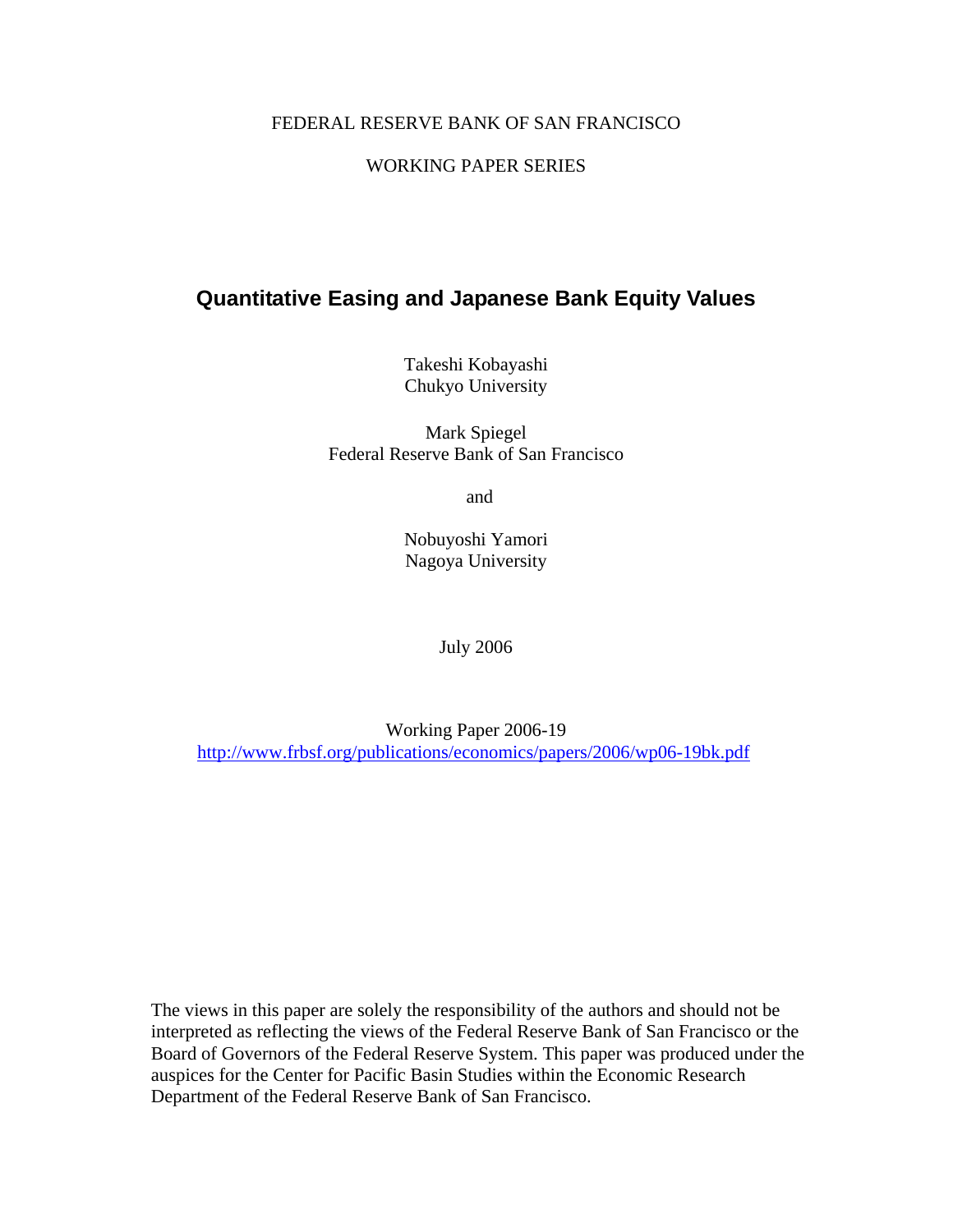FEDERAL RESERVE BANK OF SAN FRANCISCO

WORKING PAPER SERIES

# Quantitative Easing and Japanese Bank Equity Values

Takeshi Kobayashi
Chukyo University

Mark Spiegel
Federal Reserve Bank of San Francisco

and

Nobuyoshi Yamori
Nagoya University

July 2006

Working Paper 2006-19
http://www.frbsf.org/publications/economics/papers/2006/wp06-19bk.pdf

The views in this paper are solely the responsibility of the authors and should not be interpreted as reflecting the views of the Federal Reserve Bank of San Francisco or the Board of Governors of the Federal Reserve System. This paper was produced under the auspices for the Center for Pacific Basin Studies within the Economic Research Department of the Federal Reserve Bank of San Francisco.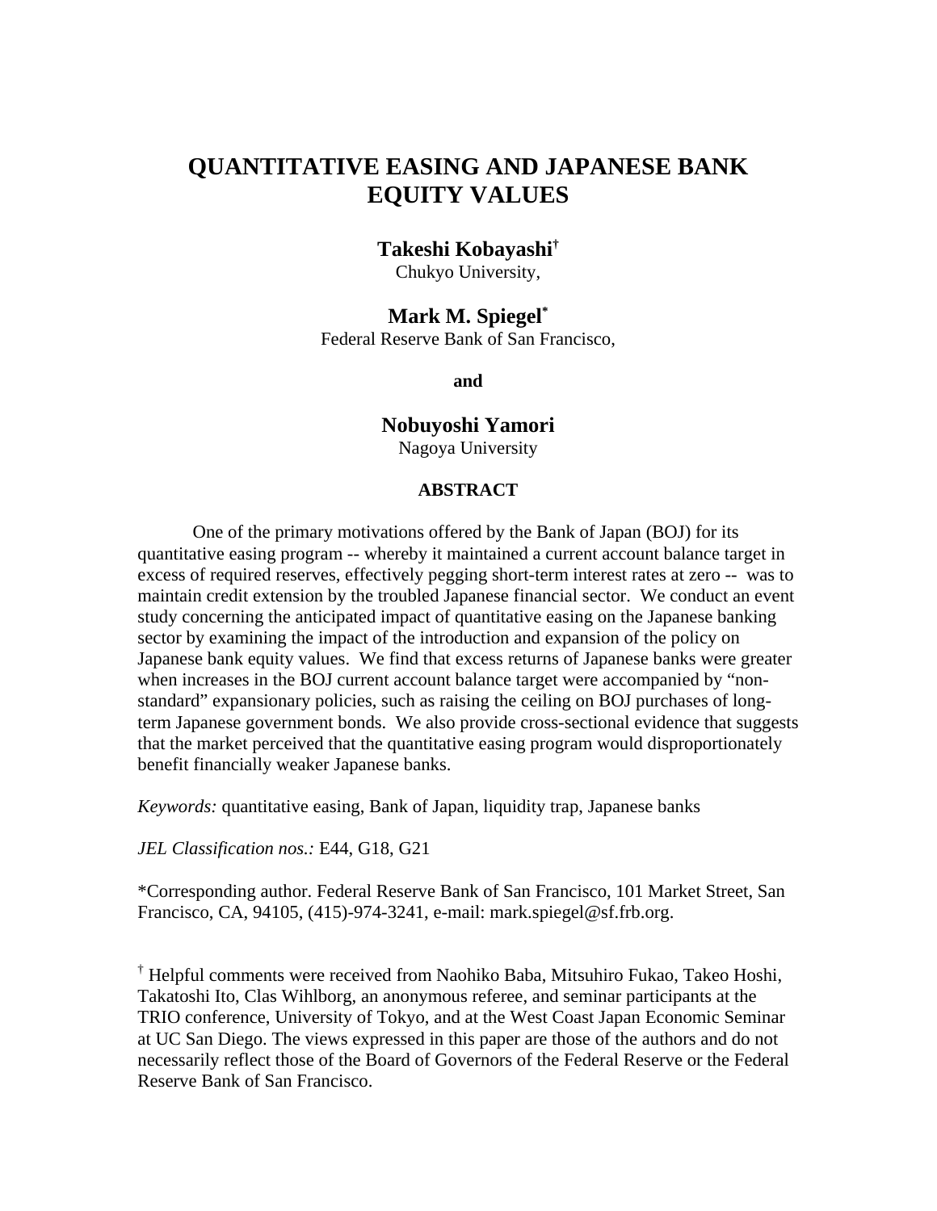# QUANTITATIVE EASING AND JAPANESE BANK EQUITY VALUES

**Takeshi Kobayashi**[†]
Chukyo University,

**Mark M. Spiegel**[*]
Federal Reserve Bank of San Francisco,

**and**

**Nobuyoshi Yamori**
Nagoya University

**ABSTRACT**

One of the primary motivations offered by the Bank of Japan (BOJ) for its quantitative easing program -- whereby it maintained a current account balance target in excess of required reserves, effectively pegging short-term interest rates at zero -- was to maintain credit extension by the troubled Japanese financial sector. We conduct an event study concerning the anticipated impact of quantitative easing on the Japanese banking sector by examining the impact of the introduction and expansion of the policy on Japanese bank equity values. We find that excess returns of Japanese banks were greater when increases in the BOJ current account balance target were accompanied by "non-standard" expansionary policies, such as raising the ceiling on BOJ purchases of long-term Japanese government bonds. We also provide cross-sectional evidence that suggests that the market perceived that the quantitative easing program would disproportionately benefit financially weaker Japanese banks.

*Keywords:* quantitative easing, Bank of Japan, liquidity trap, Japanese banks

*JEL Classification nos.:* E44, G18, G21

*Corresponding author. Federal Reserve Bank of San Francisco, 101 Market Street, San Francisco, CA, 94105, (415)-974-3241, e-mail: mark.spiegel@sf.frb.org.

[†] Helpful comments were received from Naohiko Baba, Mitsuhiro Fukao, Takeo Hoshi, Takatoshi Ito, Clas Wihlborg, an anonymous referee, and seminar participants at the TRIO conference, University of Tokyo, and at the West Coast Japan Economic Seminar at UC San Diego. The views expressed in this paper are those of the authors and do not necessarily reflect those of the Board of Governors of the Federal Reserve or the Federal Reserve Bank of San Francisco.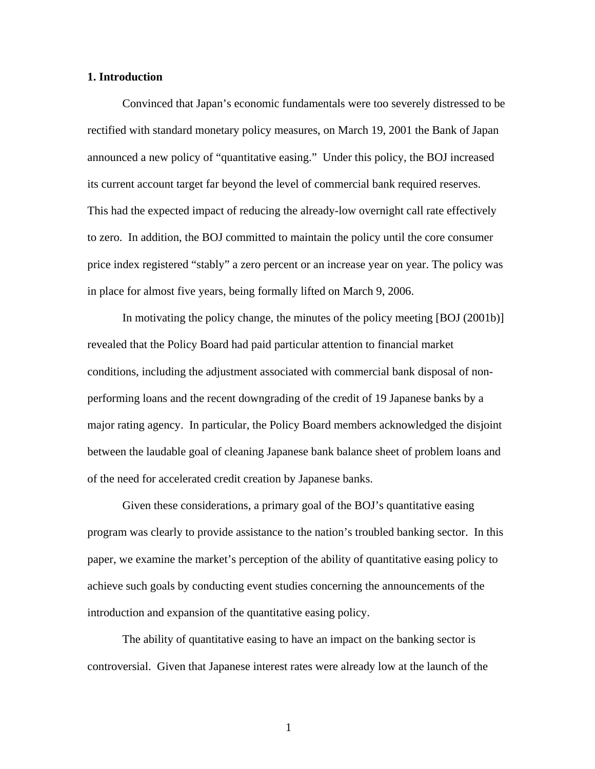## 1. Introduction

Convinced that Japan's economic fundamentals were too severely distressed to be rectified with standard monetary policy measures, on March 19, 2001 the Bank of Japan announced a new policy of "quantitative easing." Under this policy, the BOJ increased its current account target far beyond the level of commercial bank required reserves. This had the expected impact of reducing the already-low overnight call rate effectively to zero. In addition, the BOJ committed to maintain the policy until the core consumer price index registered "stably" a zero percent or an increase year on year. The policy was in place for almost five years, being formally lifted on March 9, 2006.

In motivating the policy change, the minutes of the policy meeting [BOJ (2001b)] revealed that the Policy Board had paid particular attention to financial market conditions, including the adjustment associated with commercial bank disposal of non-performing loans and the recent downgrading of the credit of 19 Japanese banks by a major rating agency. In particular, the Policy Board members acknowledged the disjoint between the laudable goal of cleaning Japanese bank balance sheet of problem loans and of the need for accelerated credit creation by Japanese banks.

Given these considerations, a primary goal of the BOJ's quantitative easing program was clearly to provide assistance to the nation's troubled banking sector. In this paper, we examine the market's perception of the ability of quantitative easing policy to achieve such goals by conducting event studies concerning the announcements of the introduction and expansion of the quantitative easing policy.

The ability of quantitative easing to have an impact on the banking sector is controversial. Given that Japanese interest rates were already low at the launch of the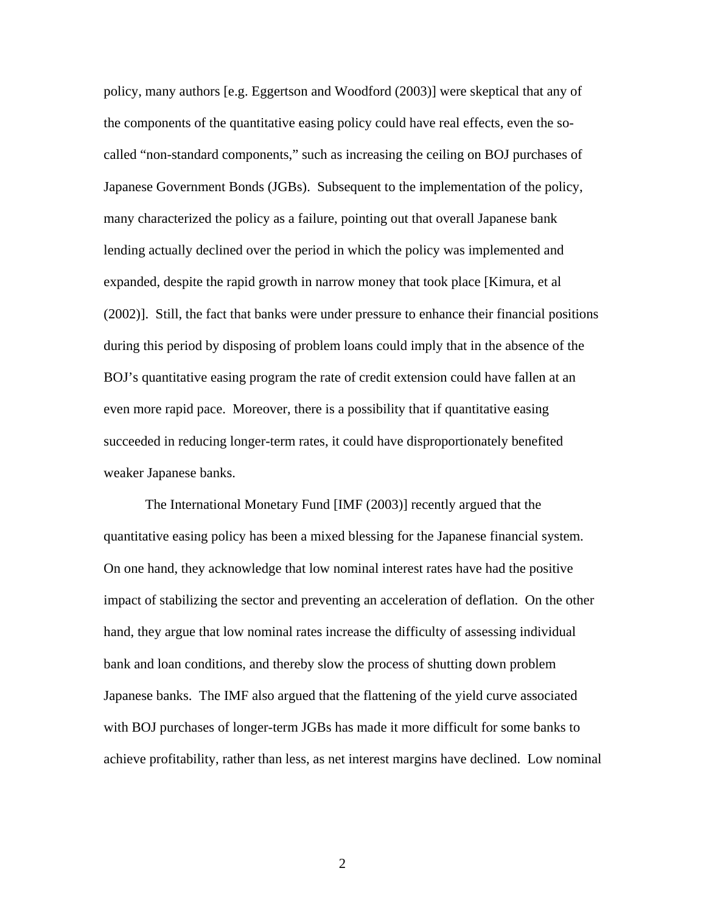policy, many authors [e.g. Eggertson and Woodford (2003)] were skeptical that any of the components of the quantitative easing policy could have real effects, even the so-called "non-standard components," such as increasing the ceiling on BOJ purchases of Japanese Government Bonds (JGBs). Subsequent to the implementation of the policy, many characterized the policy as a failure, pointing out that overall Japanese bank lending actually declined over the period in which the policy was implemented and expanded, despite the rapid growth in narrow money that took place [Kimura, et al (2002)]. Still, the fact that banks were under pressure to enhance their financial positions during this period by disposing of problem loans could imply that in the absence of the BOJ's quantitative easing program the rate of credit extension could have fallen at an even more rapid pace. Moreover, there is a possibility that if quantitative easing succeeded in reducing longer-term rates, it could have disproportionately benefited weaker Japanese banks.

The International Monetary Fund [IMF (2003)] recently argued that the quantitative easing policy has been a mixed blessing for the Japanese financial system. On one hand, they acknowledge that low nominal interest rates have had the positive impact of stabilizing the sector and preventing an acceleration of deflation. On the other hand, they argue that low nominal rates increase the difficulty of assessing individual bank and loan conditions, and thereby slow the process of shutting down problem Japanese banks. The IMF also argued that the flattening of the yield curve associated with BOJ purchases of longer-term JGBs has made it more difficult for some banks to achieve profitability, rather than less, as net interest margins have declined. Low nominal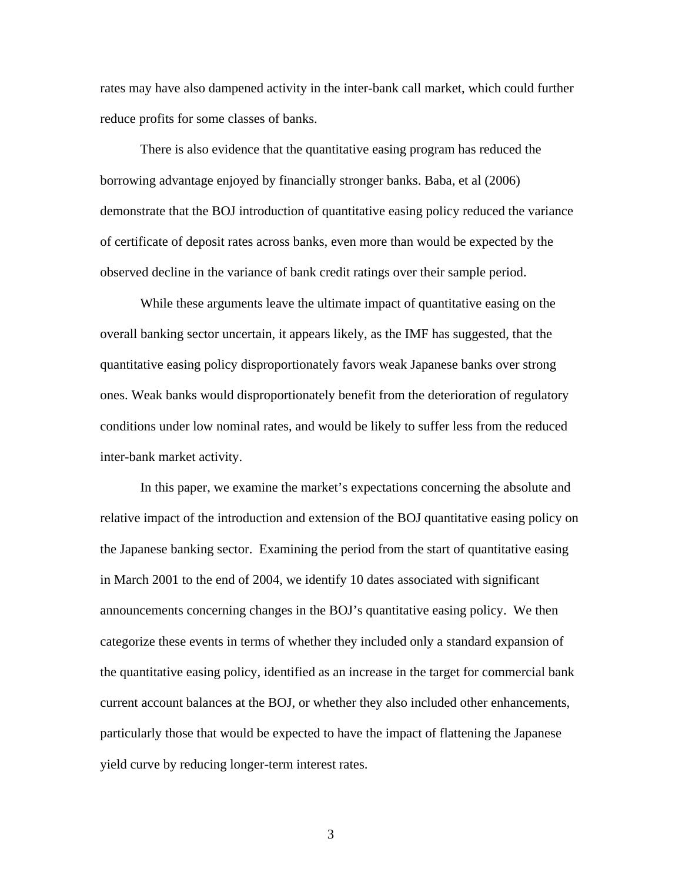rates may have also dampened activity in the inter-bank call market, which could further reduce profits for some classes of banks.

There is also evidence that the quantitative easing program has reduced the borrowing advantage enjoyed by financially stronger banks. Baba, et al (2006) demonstrate that the BOJ introduction of quantitative easing policy reduced the variance of certificate of deposit rates across banks, even more than would be expected by the observed decline in the variance of bank credit ratings over their sample period.

While these arguments leave the ultimate impact of quantitative easing on the overall banking sector uncertain, it appears likely, as the IMF has suggested, that the quantitative easing policy disproportionately favors weak Japanese banks over strong ones. Weak banks would disproportionately benefit from the deterioration of regulatory conditions under low nominal rates, and would be likely to suffer less from the reduced inter-bank market activity.

In this paper, we examine the market's expectations concerning the absolute and relative impact of the introduction and extension of the BOJ quantitative easing policy on the Japanese banking sector. Examining the period from the start of quantitative easing in March 2001 to the end of 2004, we identify 10 dates associated with significant announcements concerning changes in the BOJ's quantitative easing policy. We then categorize these events in terms of whether they included only a standard expansion of the quantitative easing policy, identified as an increase in the target for commercial bank current account balances at the BOJ, or whether they also included other enhancements, particularly those that would be expected to have the impact of flattening the Japanese yield curve by reducing longer-term interest rates.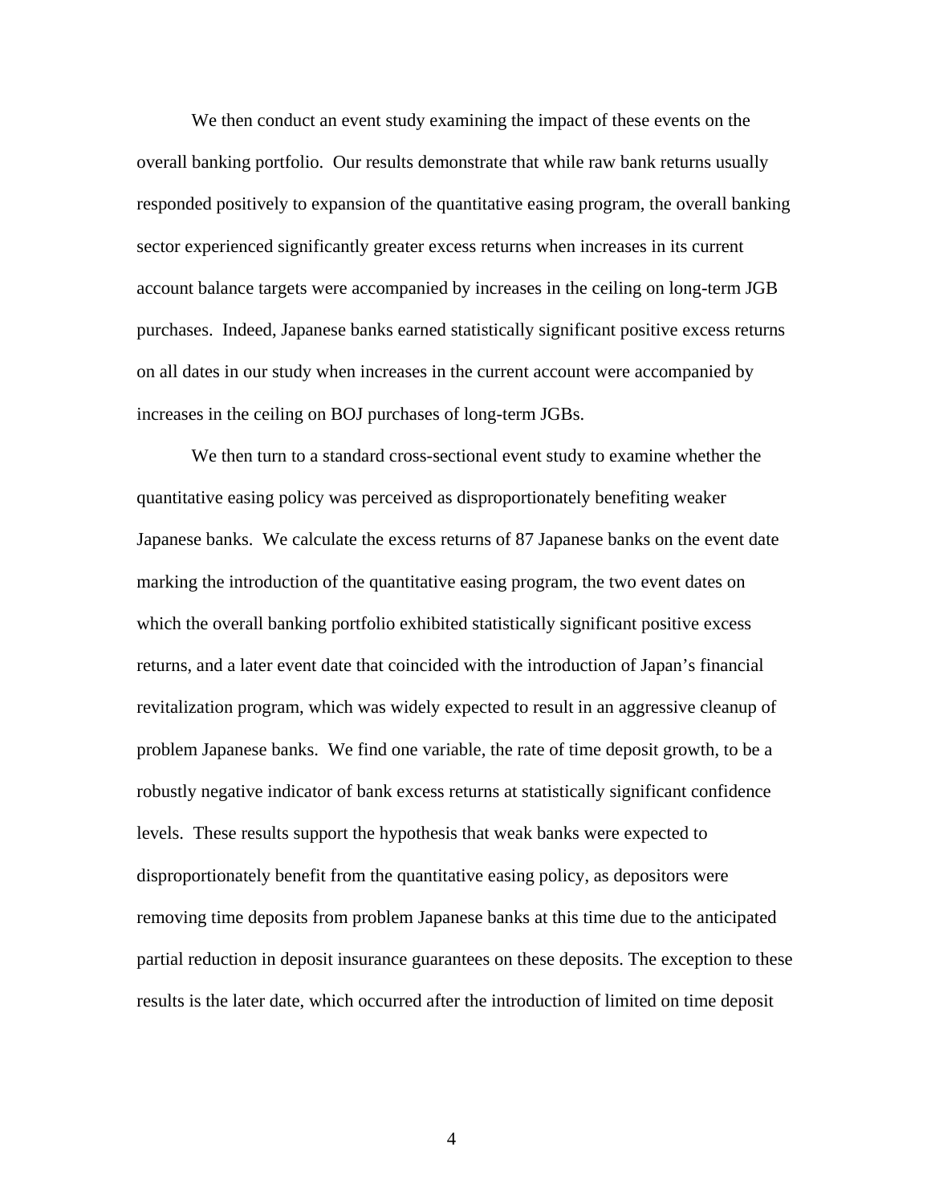We then conduct an event study examining the impact of these events on the overall banking portfolio. Our results demonstrate that while raw bank returns usually responded positively to expansion of the quantitative easing program, the overall banking sector experienced significantly greater excess returns when increases in its current account balance targets were accompanied by increases in the ceiling on long-term JGB purchases. Indeed, Japanese banks earned statistically significant positive excess returns on all dates in our study when increases in the current account were accompanied by increases in the ceiling on BOJ purchases of long-term JGBs.

We then turn to a standard cross-sectional event study to examine whether the quantitative easing policy was perceived as disproportionately benefiting weaker Japanese banks. We calculate the excess returns of 87 Japanese banks on the event date marking the introduction of the quantitative easing program, the two event dates on which the overall banking portfolio exhibited statistically significant positive excess returns, and a later event date that coincided with the introduction of Japan's financial revitalization program, which was widely expected to result in an aggressive cleanup of problem Japanese banks. We find one variable, the rate of time deposit growth, to be a robustly negative indicator of bank excess returns at statistically significant confidence levels. These results support the hypothesis that weak banks were expected to disproportionately benefit from the quantitative easing policy, as depositors were removing time deposits from problem Japanese banks at this time due to the anticipated partial reduction in deposit insurance guarantees on these deposits. The exception to these results is the later date, which occurred after the introduction of limited on time deposit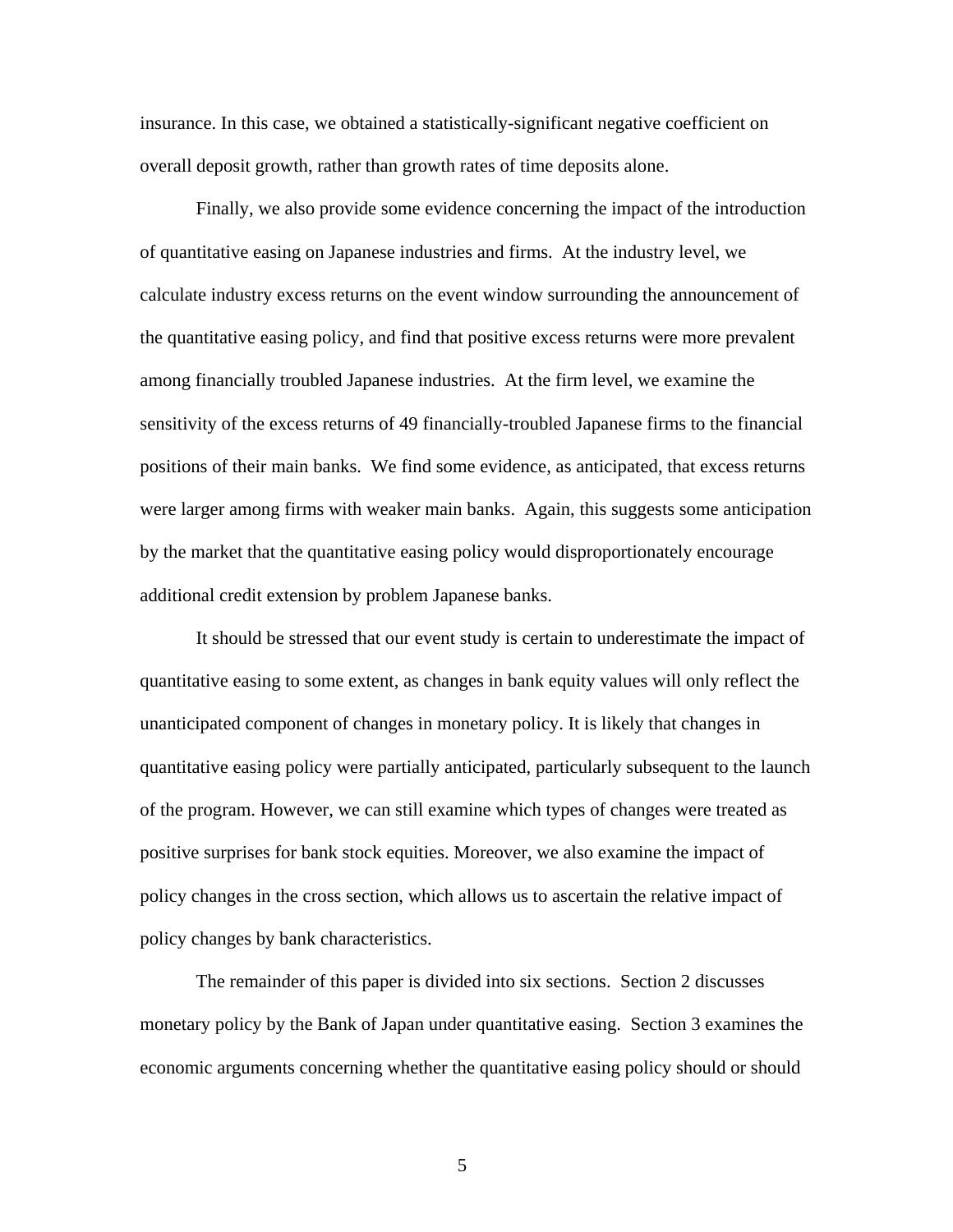insurance. In this case, we obtained a statistically-significant negative coefficient on overall deposit growth, rather than growth rates of time deposits alone.

Finally, we also provide some evidence concerning the impact of the introduction of quantitative easing on Japanese industries and firms. At the industry level, we calculate industry excess returns on the event window surrounding the announcement of the quantitative easing policy, and find that positive excess returns were more prevalent among financially troubled Japanese industries. At the firm level, we examine the sensitivity of the excess returns of 49 financially-troubled Japanese firms to the financial positions of their main banks. We find some evidence, as anticipated, that excess returns were larger among firms with weaker main banks. Again, this suggests some anticipation by the market that the quantitative easing policy would disproportionately encourage additional credit extension by problem Japanese banks.

It should be stressed that our event study is certain to underestimate the impact of quantitative easing to some extent, as changes in bank equity values will only reflect the unanticipated component of changes in monetary policy. It is likely that changes in quantitative easing policy were partially anticipated, particularly subsequent to the launch of the program. However, we can still examine which types of changes were treated as positive surprises for bank stock equities. Moreover, we also examine the impact of policy changes in the cross section, which allows us to ascertain the relative impact of policy changes by bank characteristics.

The remainder of this paper is divided into six sections. Section 2 discusses monetary policy by the Bank of Japan under quantitative easing. Section 3 examines the economic arguments concerning whether the quantitative easing policy should or should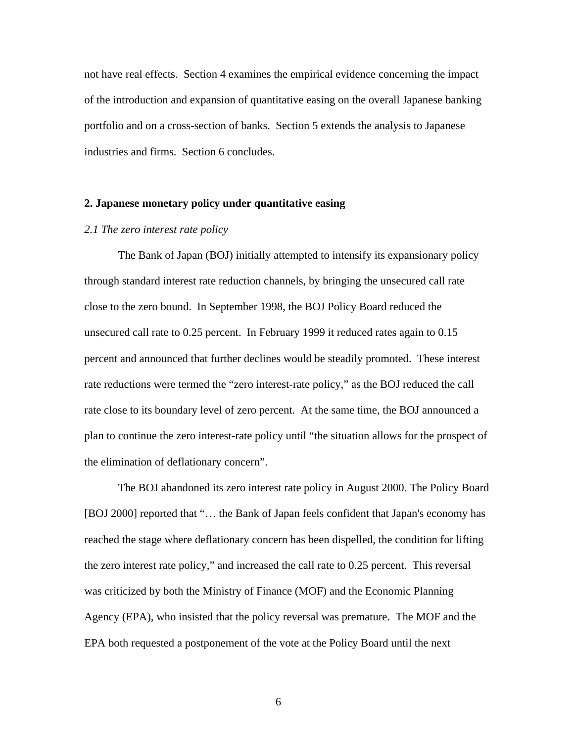not have real effects. Section 4 examines the empirical evidence concerning the impact of the introduction and expansion of quantitative easing on the overall Japanese banking portfolio and on a cross-section of banks. Section 5 extends the analysis to Japanese industries and firms. Section 6 concludes.

## 2. Japanese monetary policy under quantitative easing

### *2.1 The zero interest rate policy*

The Bank of Japan (BOJ) initially attempted to intensify its expansionary policy through standard interest rate reduction channels, by bringing the unsecured call rate close to the zero bound. In September 1998, the BOJ Policy Board reduced the unsecured call rate to 0.25 percent. In February 1999 it reduced rates again to 0.15 percent and announced that further declines would be steadily promoted. These interest rate reductions were termed the "zero interest-rate policy," as the BOJ reduced the call rate close to its boundary level of zero percent. At the same time, the BOJ announced a plan to continue the zero interest-rate policy until "the situation allows for the prospect of the elimination of deflationary concern".

The BOJ abandoned its zero interest rate policy in August 2000. The Policy Board [BOJ 2000] reported that "… the Bank of Japan feels confident that Japan's economy has reached the stage where deflationary concern has been dispelled, the condition for lifting the zero interest rate policy," and increased the call rate to 0.25 percent. This reversal was criticized by both the Ministry of Finance (MOF) and the Economic Planning Agency (EPA), who insisted that the policy reversal was premature. The MOF and the EPA both requested a postponement of the vote at the Policy Board until the next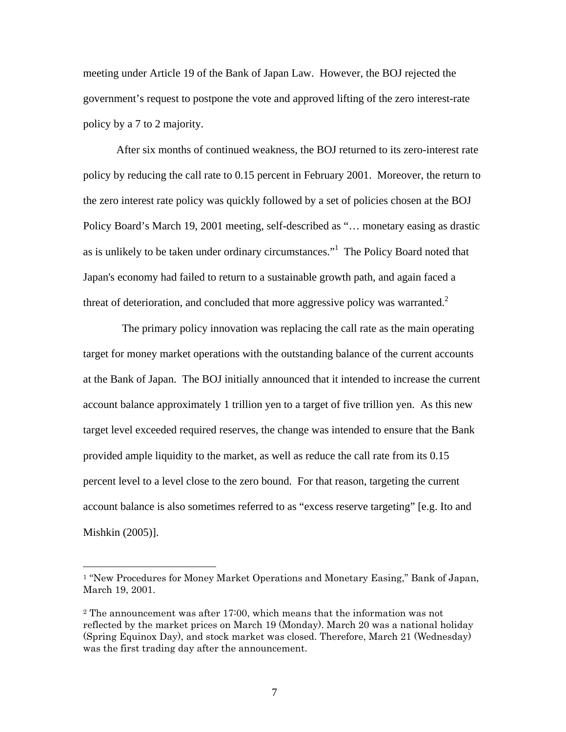meeting under Article 19 of the Bank of Japan Law. However, the BOJ rejected the government's request to postpone the vote and approved lifting of the zero interest-rate policy by a 7 to 2 majority.

After six months of continued weakness, the BOJ returned to its zero-interest rate policy by reducing the call rate to 0.15 percent in February 2001. Moreover, the return to the zero interest rate policy was quickly followed by a set of policies chosen at the BOJ Policy Board's March 19, 2001 meeting, self-described as "… monetary easing as drastic as is unlikely to be taken under ordinary circumstances."[1] The Policy Board noted that Japan's economy had failed to return to a sustainable growth path, and again faced a threat of deterioration, and concluded that more aggressive policy was warranted.[2]

The primary policy innovation was replacing the call rate as the main operating target for money market operations with the outstanding balance of the current accounts at the Bank of Japan. The BOJ initially announced that it intended to increase the current account balance approximately 1 trillion yen to a target of five trillion yen. As this new target level exceeded required reserves, the change was intended to ensure that the Bank provided ample liquidity to the market, as well as reduce the call rate from its 0.15 percent level to a level close to the zero bound. For that reason, targeting the current account balance is also sometimes referred to as "excess reserve targeting" [e.g. Ito and Mishkin (2005)].

---

[1] "New Procedures for Money Market Operations and Monetary Easing," Bank of Japan, March 19, 2001.

[2] The announcement was after 17:00, which means that the information was not reflected by the market prices on March 19 (Monday). March 20 was a national holiday (Spring Equinox Day), and stock market was closed. Therefore, March 21 (Wednesday) was the first trading day after the announcement.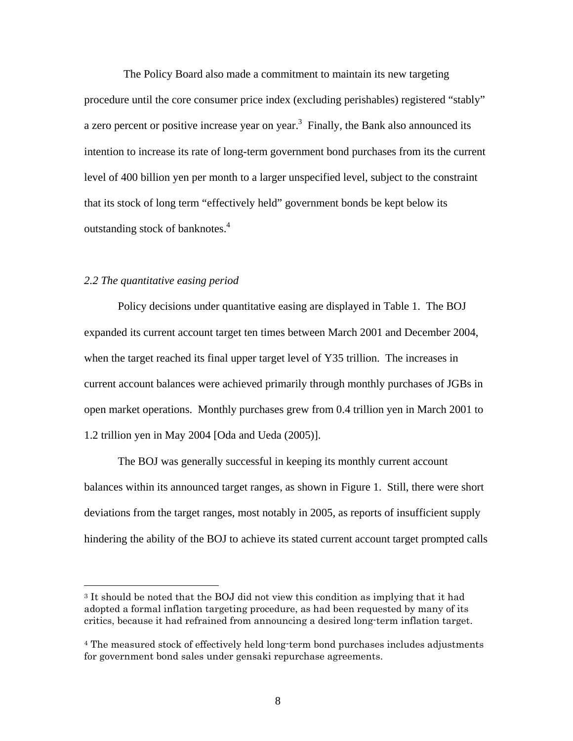The Policy Board also made a commitment to maintain its new targeting procedure until the core consumer price index (excluding perishables) registered "stably" a zero percent or positive increase year on year.[3] Finally, the Bank also announced its intention to increase its rate of long-term government bond purchases from its the current level of 400 billion yen per month to a larger unspecified level, subject to the constraint that its stock of long term "effectively held" government bonds be kept below its outstanding stock of banknotes.[4]

### *2.2 The quantitative easing period*

Policy decisions under quantitative easing are displayed in Table 1. The BOJ expanded its current account target ten times between March 2001 and December 2004, when the target reached its final upper target level of Y35 trillion. The increases in current account balances were achieved primarily through monthly purchases of JGBs in open market operations. Monthly purchases grew from 0.4 trillion yen in March 2001 to 1.2 trillion yen in May 2004 [Oda and Ueda (2005)].

The BOJ was generally successful in keeping its monthly current account balances within its announced target ranges, as shown in Figure 1. Still, there were short deviations from the target ranges, most notably in 2005, as reports of insufficient supply hindering the ability of the BOJ to achieve its stated current account target prompted calls

---

[3] It should be noted that the BOJ did not view this condition as implying that it had adopted a formal inflation targeting procedure, as had been requested by many of its critics, because it had refrained from announcing a desired long-term inflation target.

[4] The measured stock of effectively held long-term bond purchases includes adjustments for government bond sales under gensaki repurchase agreements.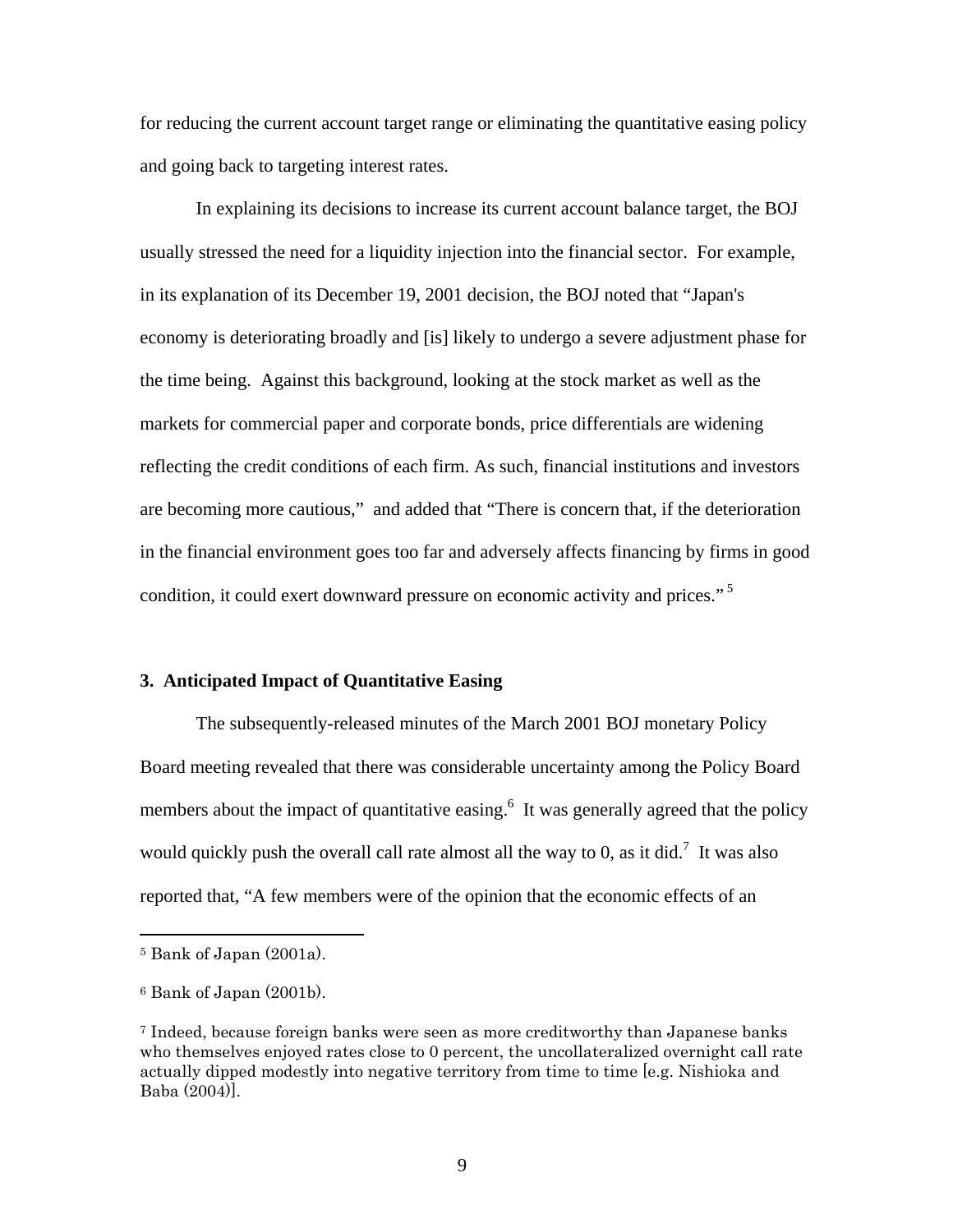for reducing the current account target range or eliminating the quantitative easing policy and going back to targeting interest rates.

In explaining its decisions to increase its current account balance target, the BOJ usually stressed the need for a liquidity injection into the financial sector. For example, in its explanation of its December 19, 2001 decision, the BOJ noted that "Japan's economy is deteriorating broadly and [is] likely to undergo a severe adjustment phase for the time being. Against this background, looking at the stock market as well as the markets for commercial paper and corporate bonds, price differentials are widening reflecting the credit conditions of each firm. As such, financial institutions and investors are becoming more cautious," and added that "There is concern that, if the deterioration in the financial environment goes too far and adversely affects financing by firms in good condition, it could exert downward pressure on economic activity and prices." [5]

### 3. Anticipated Impact of Quantitative Easing

The subsequently-released minutes of the March 2001 BOJ monetary Policy Board meeting revealed that there was considerable uncertainty among the Policy Board members about the impact of quantitative easing.[6] It was generally agreed that the policy would quickly push the overall call rate almost all the way to 0, as it did.[7] It was also reported that, "A few members were of the opinion that the economic effects of an

---

[5] Bank of Japan (2001a).

[6] Bank of Japan (2001b).

[7] Indeed, because foreign banks were seen as more creditworthy than Japanese banks who themselves enjoyed rates close to 0 percent, the uncollateralized overnight call rate actually dipped modestly into negative territory from time to time [e.g. Nishioka and Baba (2004)].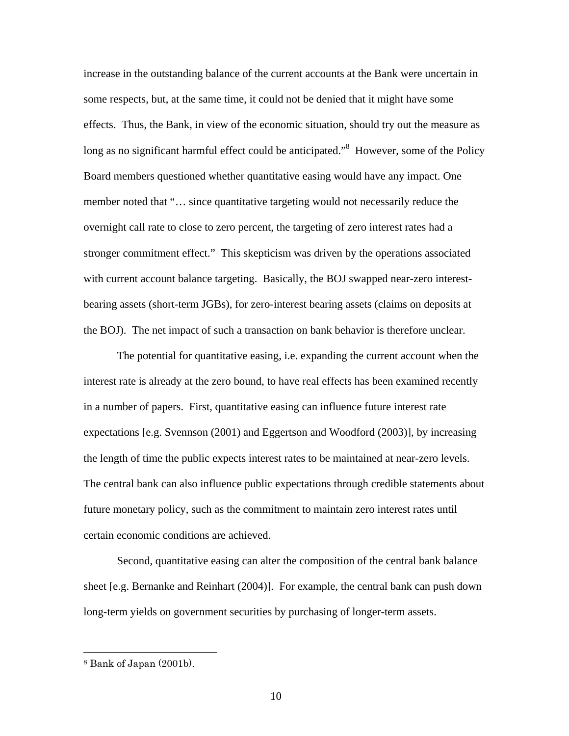increase in the outstanding balance of the current accounts at the Bank were uncertain in some respects, but, at the same time, it could not be denied that it might have some effects. Thus, the Bank, in view of the economic situation, should try out the measure as long as no significant harmful effect could be anticipated."[8] However, some of the Policy Board members questioned whether quantitative easing would have any impact. One member noted that "… since quantitative targeting would not necessarily reduce the overnight call rate to close to zero percent, the targeting of zero interest rates had a stronger commitment effect." This skepticism was driven by the operations associated with current account balance targeting. Basically, the BOJ swapped near-zero interest-bearing assets (short-term JGBs), for zero-interest bearing assets (claims on deposits at the BOJ). The net impact of such a transaction on bank behavior is therefore unclear.

The potential for quantitative easing, i.e. expanding the current account when the interest rate is already at the zero bound, to have real effects has been examined recently in a number of papers. First, quantitative easing can influence future interest rate expectations [e.g. Svennson (2001) and Eggertson and Woodford (2003)], by increasing the length of time the public expects interest rates to be maintained at near-zero levels. The central bank can also influence public expectations through credible statements about future monetary policy, such as the commitment to maintain zero interest rates until certain economic conditions are achieved.

Second, quantitative easing can alter the composition of the central bank balance sheet [e.g. Bernanke and Reinhart (2004)]. For example, the central bank can push down long-term yields on government securities by purchasing of longer-term assets.

---

[8] Bank of Japan (2001b).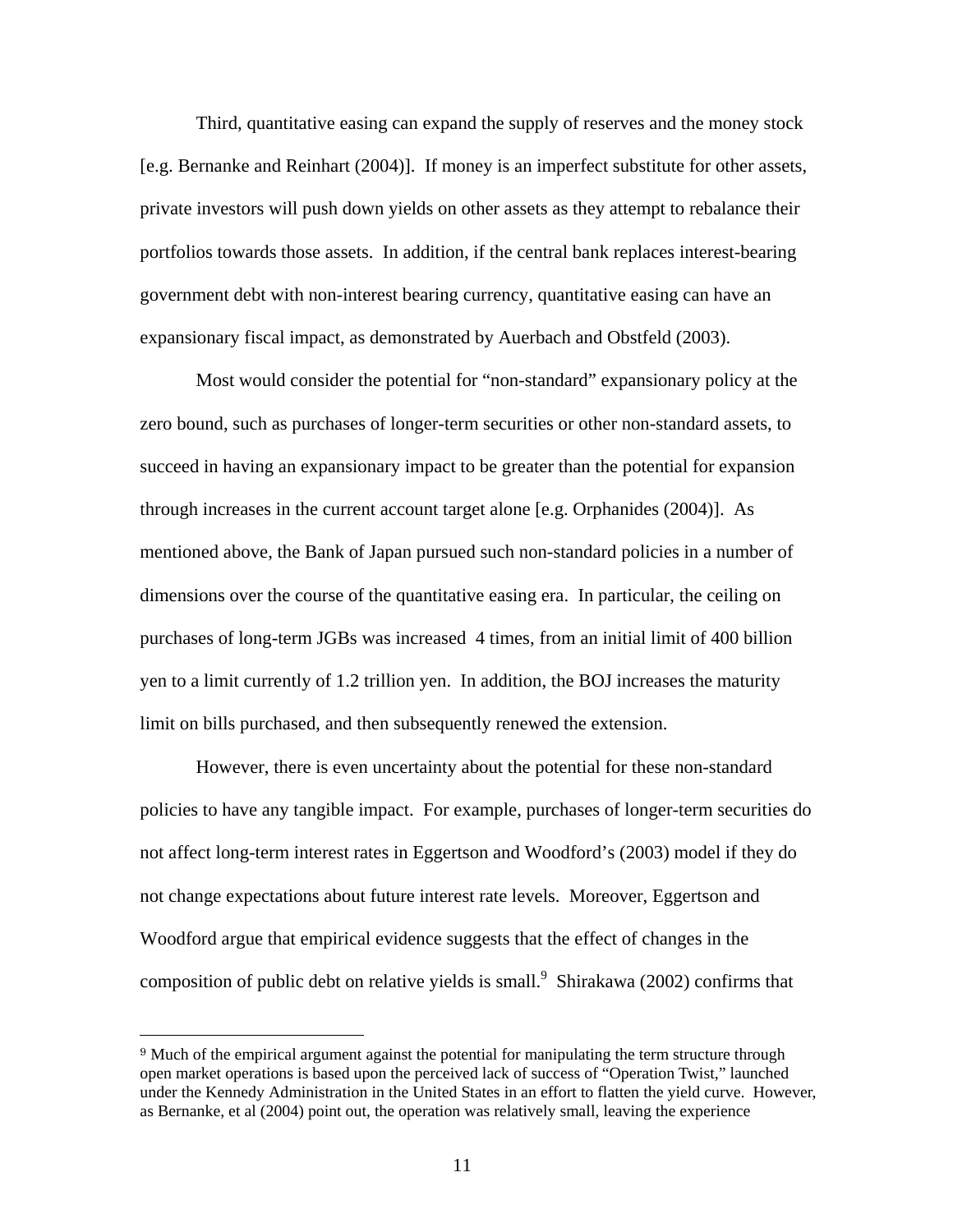Third, quantitative easing can expand the supply of reserves and the money stock [e.g. Bernanke and Reinhart (2004)]. If money is an imperfect substitute for other assets, private investors will push down yields on other assets as they attempt to rebalance their portfolios towards those assets. In addition, if the central bank replaces interest-bearing government debt with non-interest bearing currency, quantitative easing can have an expansionary fiscal impact, as demonstrated by Auerbach and Obstfeld (2003).

Most would consider the potential for "non-standard" expansionary policy at the zero bound, such as purchases of longer-term securities or other non-standard assets, to succeed in having an expansionary impact to be greater than the potential for expansion through increases in the current account target alone [e.g. Orphanides (2004)]. As mentioned above, the Bank of Japan pursued such non-standard policies in a number of dimensions over the course of the quantitative easing era. In particular, the ceiling on purchases of long-term JGBs was increased 4 times, from an initial limit of 400 billion yen to a limit currently of 1.2 trillion yen. In addition, the BOJ increases the maturity limit on bills purchased, and then subsequently renewed the extension.

However, there is even uncertainty about the potential for these non-standard policies to have any tangible impact. For example, purchases of longer-term securities do not affect long-term interest rates in Eggertson and Woodford's (2003) model if they do not change expectations about future interest rate levels. Moreover, Eggertson and Woodford argue that empirical evidence suggests that the effect of changes in the composition of public debt on relative yields is small.[9] Shirakawa (2002) confirms that

[9] Much of the empirical argument against the potential for manipulating the term structure through open market operations is based upon the perceived lack of success of "Operation Twist," launched under the Kennedy Administration in the United States in an effort to flatten the yield curve. However, as Bernanke, et al (2004) point out, the operation was relatively small, leaving the experience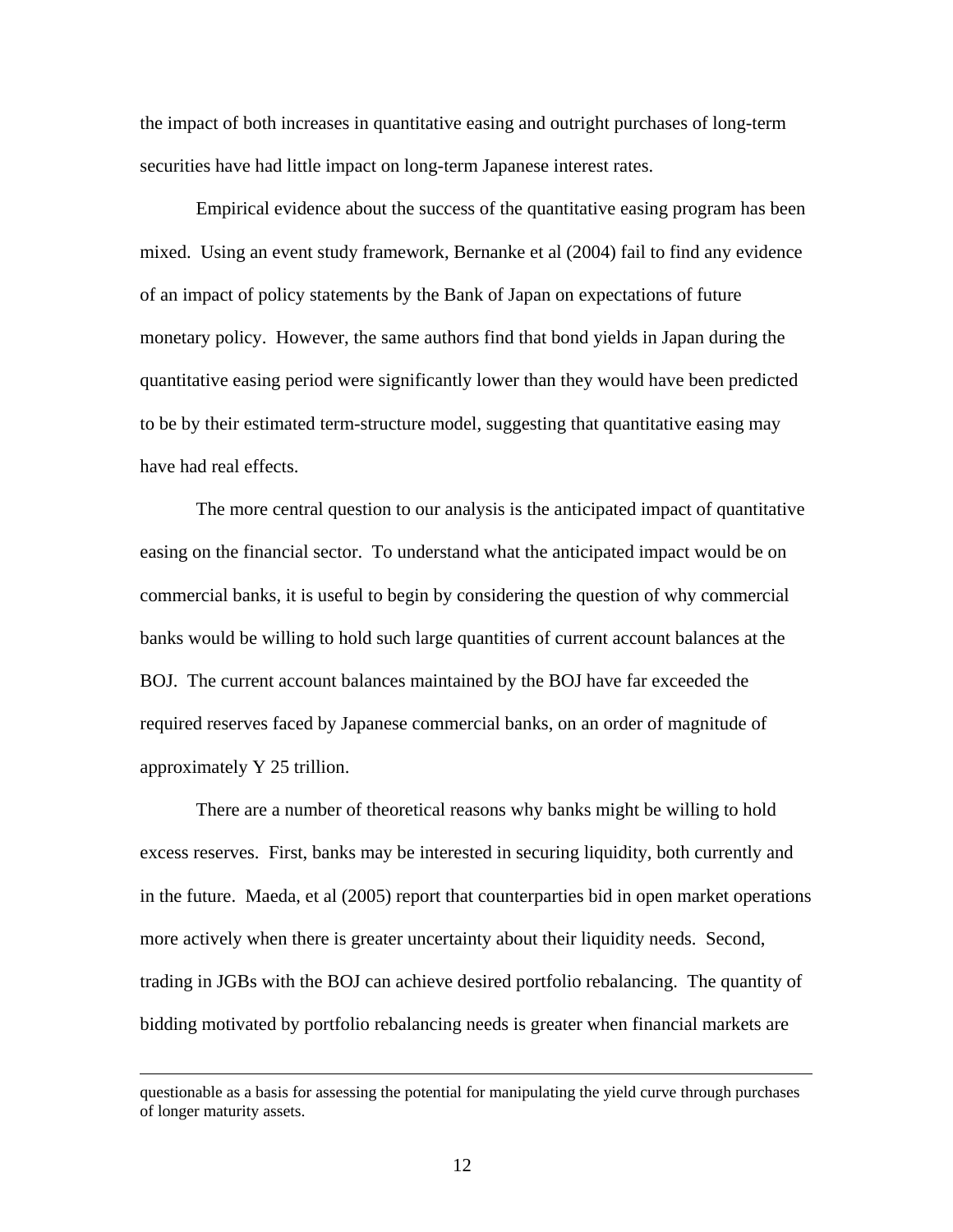the impact of both increases in quantitative easing and outright purchases of long-term securities have had little impact on long-term Japanese interest rates.

Empirical evidence about the success of the quantitative easing program has been mixed. Using an event study framework, Bernanke et al (2004) fail to find any evidence of an impact of policy statements by the Bank of Japan on expectations of future monetary policy. However, the same authors find that bond yields in Japan during the quantitative easing period were significantly lower than they would have been predicted to be by their estimated term-structure model, suggesting that quantitative easing may have had real effects.

The more central question to our analysis is the anticipated impact of quantitative easing on the financial sector. To understand what the anticipated impact would be on commercial banks, it is useful to begin by considering the question of why commercial banks would be willing to hold such large quantities of current account balances at the BOJ. The current account balances maintained by the BOJ have far exceeded the required reserves faced by Japanese commercial banks, on an order of magnitude of approximately Y 25 trillion.

There are a number of theoretical reasons why banks might be willing to hold excess reserves. First, banks may be interested in securing liquidity, both currently and in the future. Maeda, et al (2005) report that counterparties bid in open market operations more actively when there is greater uncertainty about their liquidity needs. Second, trading in JGBs with the BOJ can achieve desired portfolio rebalancing. The quantity of bidding motivated by portfolio rebalancing needs is greater when financial markets are

---

questionable as a basis for assessing the potential for manipulating the yield curve through purchases of longer maturity assets.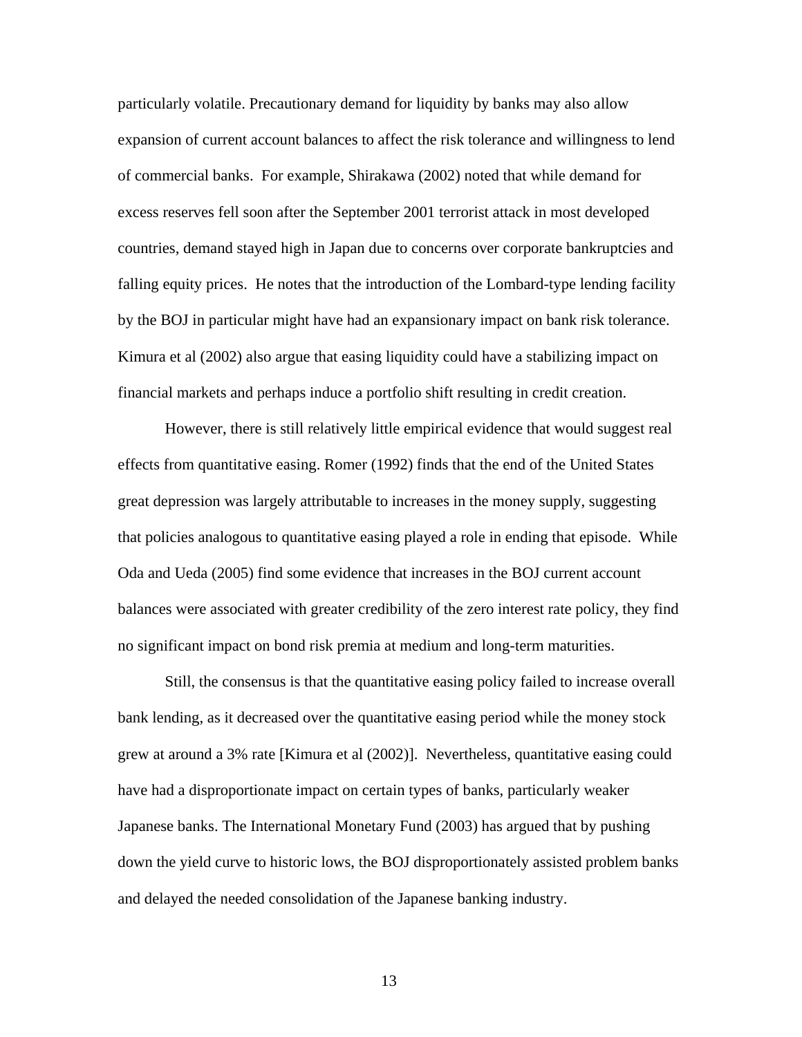particularly volatile. Precautionary demand for liquidity by banks may also allow expansion of current account balances to affect the risk tolerance and willingness to lend of commercial banks. For example, Shirakawa (2002) noted that while demand for excess reserves fell soon after the September 2001 terrorist attack in most developed countries, demand stayed high in Japan due to concerns over corporate bankruptcies and falling equity prices. He notes that the introduction of the Lombard-type lending facility by the BOJ in particular might have had an expansionary impact on bank risk tolerance. Kimura et al (2002) also argue that easing liquidity could have a stabilizing impact on financial markets and perhaps induce a portfolio shift resulting in credit creation.

However, there is still relatively little empirical evidence that would suggest real effects from quantitative easing. Romer (1992) finds that the end of the United States great depression was largely attributable to increases in the money supply, suggesting that policies analogous to quantitative easing played a role in ending that episode. While Oda and Ueda (2005) find some evidence that increases in the BOJ current account balances were associated with greater credibility of the zero interest rate policy, they find no significant impact on bond risk premia at medium and long-term maturities.

Still, the consensus is that the quantitative easing policy failed to increase overall bank lending, as it decreased over the quantitative easing period while the money stock grew at around a 3% rate [Kimura et al (2002)]. Nevertheless, quantitative easing could have had a disproportionate impact on certain types of banks, particularly weaker Japanese banks. The International Monetary Fund (2003) has argued that by pushing down the yield curve to historic lows, the BOJ disproportionately assisted problem banks and delayed the needed consolidation of the Japanese banking industry.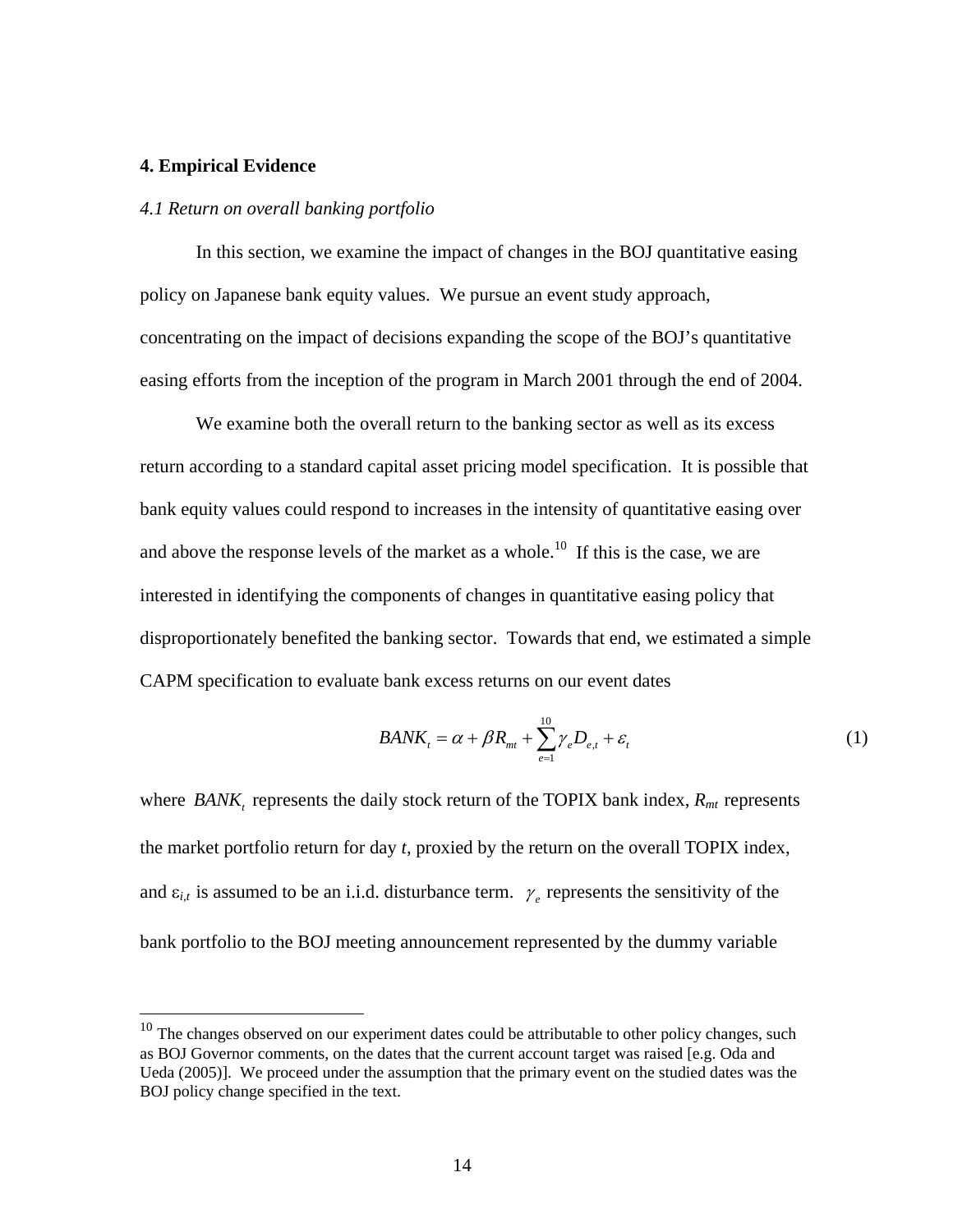## 4. Empirical Evidence

### *4.1 Return on overall banking portfolio*

In this section, we examine the impact of changes in the BOJ quantitative easing policy on Japanese bank equity values. We pursue an event study approach, concentrating on the impact of decisions expanding the scope of the BOJ's quantitative easing efforts from the inception of the program in March 2001 through the end of 2004.

We examine both the overall return to the banking sector as well as its excess return according to a standard capital asset pricing model specification. It is possible that bank equity values could respond to increases in the intensity of quantitative easing over and above the response levels of the market as a whole.[10] If this is the case, we are interested in identifying the components of changes in quantitative easing policy that disproportionately benefited the banking sector. Towards that end, we estimated a simple CAPM specification to evaluate bank excess returns on our event dates

$$BANK_t = \alpha + \beta R_{mt} + \sum_{e=1}^{10} \gamma_e D_{e,t} + \varepsilon_t \tag{1}$$

where $BANK_t$ represents the daily stock return of the TOPIX bank index, $R_{mt}$ represents the market portfolio return for day $t$, proxied by the return on the overall TOPIX index, and $\varepsilon_{i,t}$ is assumed to be an i.i.d. disturbance term. $\gamma_e$ represents the sensitivity of the bank portfolio to the BOJ meeting announcement represented by the dummy variable

---

[10] The changes observed on our experiment dates could be attributable to other policy changes, such as BOJ Governor comments, on the dates that the current account target was raised [e.g. Oda and Ueda (2005)]. We proceed under the assumption that the primary event on the studied dates was the BOJ policy change specified in the text.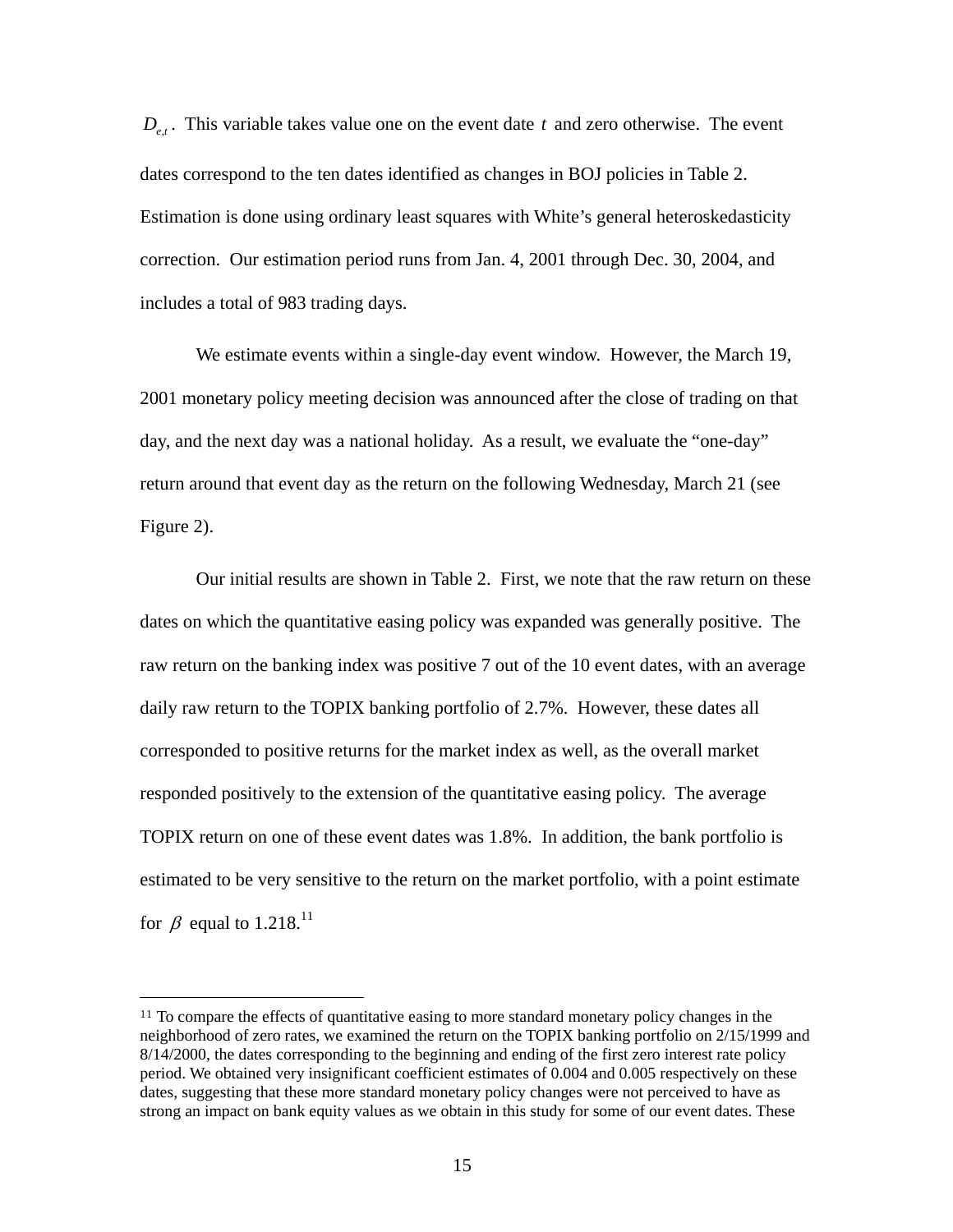$D_{e,t}$. This variable takes value one on the event date $t$ and zero otherwise. The event dates correspond to the ten dates identified as changes in BOJ policies in Table 2. Estimation is done using ordinary least squares with White's general heteroskedasticity correction. Our estimation period runs from Jan. 4, 2001 through Dec. 30, 2004, and includes a total of 983 trading days.

We estimate events within a single-day event window. However, the March 19, 2001 monetary policy meeting decision was announced after the close of trading on that day, and the next day was a national holiday. As a result, we evaluate the "one-day" return around that event day as the return on the following Wednesday, March 21 (see Figure 2).

Our initial results are shown in Table 2. First, we note that the raw return on these dates on which the quantitative easing policy was expanded was generally positive. The raw return on the banking index was positive 7 out of the 10 event dates, with an average daily raw return to the TOPIX banking portfolio of 2.7%. However, these dates all corresponded to positive returns for the market index as well, as the overall market responded positively to the extension of the quantitative easing policy. The average TOPIX return on one of these event dates was 1.8%. In addition, the bank portfolio is estimated to be very sensitive to the return on the market portfolio, with a point estimate for $\beta$ equal to 1.218.[11]

---

[11] To compare the effects of quantitative easing to more standard monetary policy changes in the neighborhood of zero rates, we examined the return on the TOPIX banking portfolio on 2/15/1999 and 8/14/2000, the dates corresponding to the beginning and ending of the first zero interest rate policy period. We obtained very insignificant coefficient estimates of 0.004 and 0.005 respectively on these dates, suggesting that these more standard monetary policy changes were not perceived to have as strong an impact on bank equity values as we obtain in this study for some of our event dates. These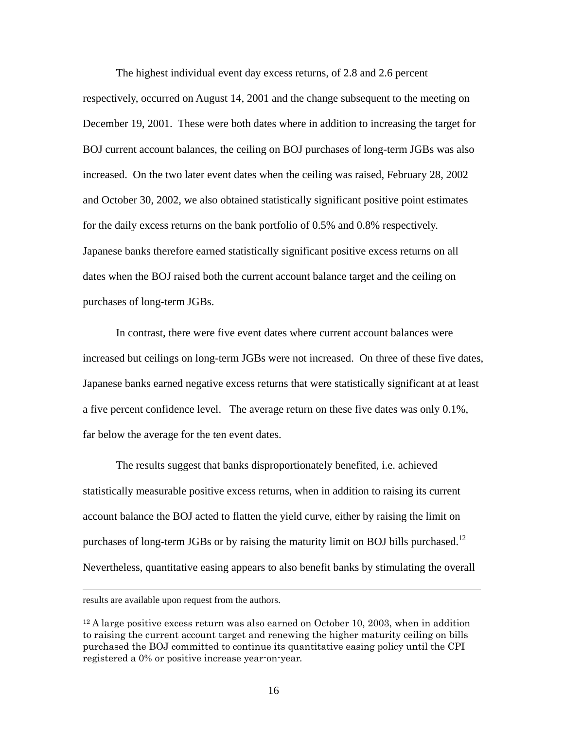The highest individual event day excess returns, of 2.8 and 2.6 percent respectively, occurred on August 14, 2001 and the change subsequent to the meeting on December 19, 2001. These were both dates where in addition to increasing the target for BOJ current account balances, the ceiling on BOJ purchases of long-term JGBs was also increased. On the two later event dates when the ceiling was raised, February 28, 2002 and October 30, 2002, we also obtained statistically significant positive point estimates for the daily excess returns on the bank portfolio of 0.5% and 0.8% respectively. Japanese banks therefore earned statistically significant positive excess returns on all dates when the BOJ raised both the current account balance target and the ceiling on purchases of long-term JGBs.

In contrast, there were five event dates where current account balances were increased but ceilings on long-term JGBs were not increased. On three of these five dates, Japanese banks earned negative excess returns that were statistically significant at at least a five percent confidence level. The average return on these five dates was only 0.1%, far below the average for the ten event dates.

The results suggest that banks disproportionately benefited, i.e. achieved statistically measurable positive excess returns, when in addition to raising its current account balance the BOJ acted to flatten the yield curve, either by raising the limit on purchases of long-term JGBs or by raising the maturity limit on BOJ bills purchased.[12] Nevertheless, quantitative easing appears to also benefit banks by stimulating the overall

---

results are available upon request from the authors.

[12] A large positive excess return was also earned on October 10, 2003, when in addition to raising the current account target and renewing the higher maturity ceiling on bills purchased the BOJ committed to continue its quantitative easing policy until the CPI registered a 0% or positive increase year-on-year.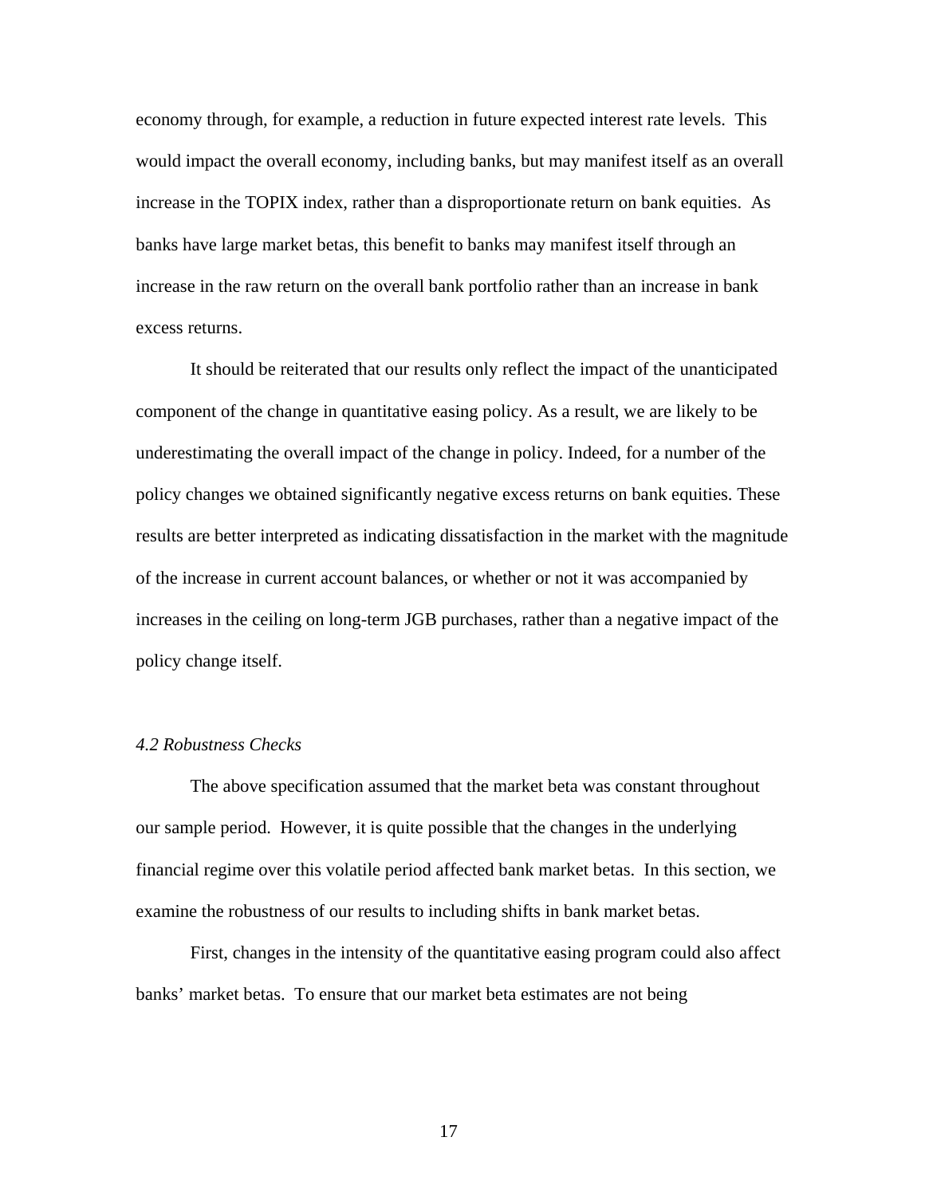economy through, for example, a reduction in future expected interest rate levels. This would impact the overall economy, including banks, but may manifest itself as an overall increase in the TOPIX index, rather than a disproportionate return on bank equities. As banks have large market betas, this benefit to banks may manifest itself through an increase in the raw return on the overall bank portfolio rather than an increase in bank excess returns.

It should be reiterated that our results only reflect the impact of the unanticipated component of the change in quantitative easing policy. As a result, we are likely to be underestimating the overall impact of the change in policy. Indeed, for a number of the policy changes we obtained significantly negative excess returns on bank equities. These results are better interpreted as indicating dissatisfaction in the market with the magnitude of the increase in current account balances, or whether or not it was accompanied by increases in the ceiling on long-term JGB purchases, rather than a negative impact of the policy change itself.

### *4.2 Robustness Checks*

The above specification assumed that the market beta was constant throughout our sample period. However, it is quite possible that the changes in the underlying financial regime over this volatile period affected bank market betas. In this section, we examine the robustness of our results to including shifts in bank market betas.

First, changes in the intensity of the quantitative easing program could also affect banks' market betas. To ensure that our market beta estimates are not being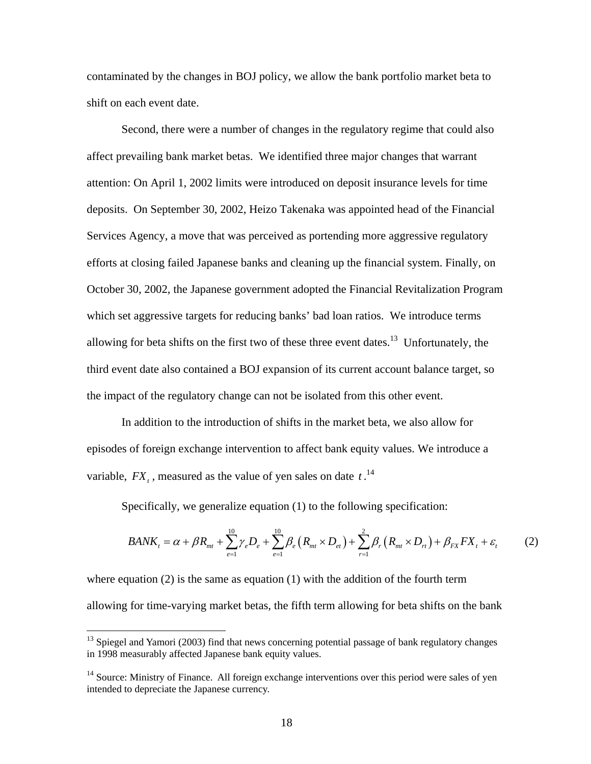contaminated by the changes in BOJ policy, we allow the bank portfolio market beta to shift on each event date.

Second, there were a number of changes in the regulatory regime that could also affect prevailing bank market betas. We identified three major changes that warrant attention: On April 1, 2002 limits were introduced on deposit insurance levels for time deposits. On September 30, 2002, Heizo Takenaka was appointed head of the Financial Services Agency, a move that was perceived as portending more aggressive regulatory efforts at closing failed Japanese banks and cleaning up the financial system. Finally, on October 30, 2002, the Japanese government adopted the Financial Revitalization Program which set aggressive targets for reducing banks' bad loan ratios. We introduce terms allowing for beta shifts on the first two of these three event dates.[13] Unfortunately, the third event date also contained a BOJ expansion of its current account balance target, so the impact of the regulatory change can not be isolated from this other event.

In addition to the introduction of shifts in the market beta, we also allow for episodes of foreign exchange intervention to affect bank equity values. We introduce a variable, $FX_t$, measured as the value of yen sales on date $t$.[14]

Specifically, we generalize equation (1) to the following specification:

$$BANK_t = \alpha + \beta R_{mt} + \sum_{e=1}^{10} \gamma_e D_e + \sum_{e=1}^{10} \beta_e \left( R_{mt} \times D_{et} \right) + \sum_{r=1}^{2} \beta_r \left( R_{mt} \times D_{rt} \right) + \beta_{FX} FX_t + \varepsilon_t \qquad (2)$$

where equation (2) is the same as equation (1) with the addition of the fourth term allowing for time-varying market betas, the fifth term allowing for beta shifts on the bank

[13] Spiegel and Yamori (2003) find that news concerning potential passage of bank regulatory changes in 1998 measurably affected Japanese bank equity values.

[14] Source: Ministry of Finance. All foreign exchange interventions over this period were sales of yen intended to depreciate the Japanese currency.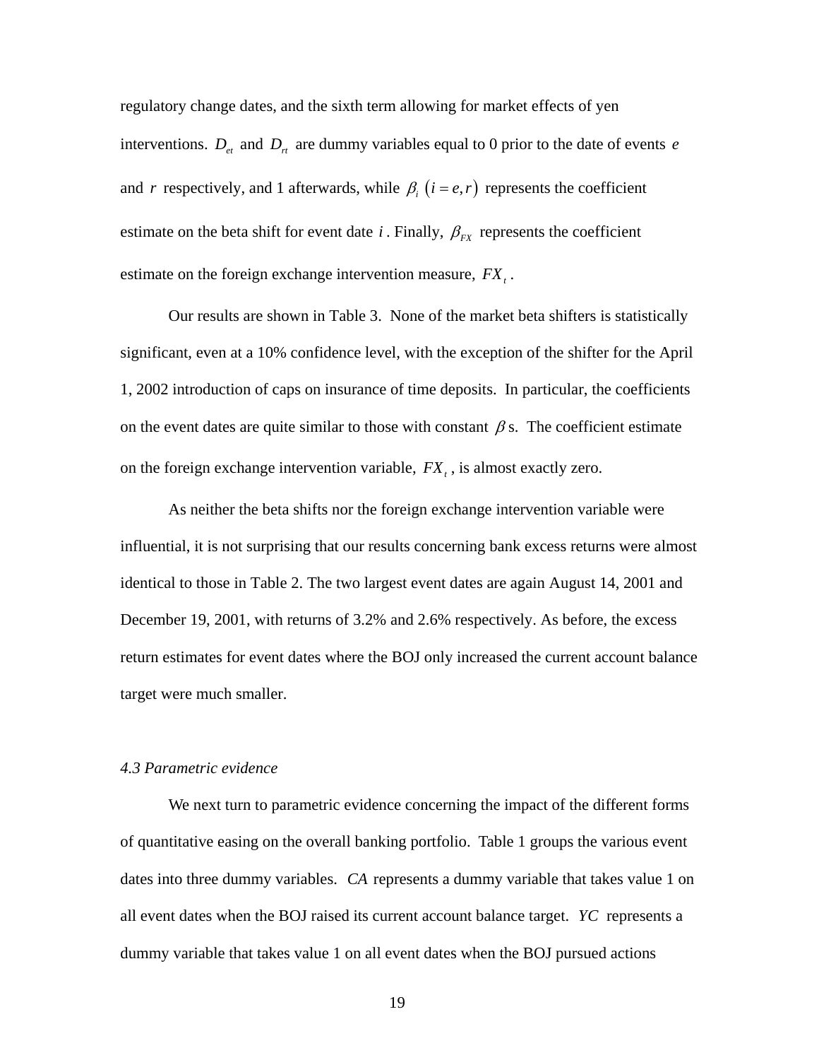regulatory change dates, and the sixth term allowing for market effects of yen interventions. $D_{et}$ and $D_{rt}$ are dummy variables equal to 0 prior to the date of events $e$ and $r$ respectively, and 1 afterwards, while $\beta_i$ $(i = e, r)$ represents the coefficient estimate on the beta shift for event date $i$. Finally, $\beta_{FX}$ represents the coefficient estimate on the foreign exchange intervention measure, $FX_t$.

Our results are shown in Table 3. None of the market beta shifters is statistically significant, even at a 10% confidence level, with the exception of the shifter for the April 1, 2002 introduction of caps on insurance of time deposits. In particular, the coefficients on the event dates are quite similar to those with constant $\beta$s. The coefficient estimate on the foreign exchange intervention variable, $FX_t$, is almost exactly zero.

As neither the beta shifts nor the foreign exchange intervention variable were influential, it is not surprising that our results concerning bank excess returns were almost identical to those in Table 2. The two largest event dates are again August 14, 2001 and December 19, 2001, with returns of 3.2% and 2.6% respectively. As before, the excess return estimates for event dates where the BOJ only increased the current account balance target were much smaller.

*4.3 Parametric evidence*

We next turn to parametric evidence concerning the impact of the different forms of quantitative easing on the overall banking portfolio. Table 1 groups the various event dates into three dummy variables. $CA$ represents a dummy variable that takes value 1 on all event dates when the BOJ raised its current account balance target. $YC$ represents a dummy variable that takes value 1 on all event dates when the BOJ pursued actions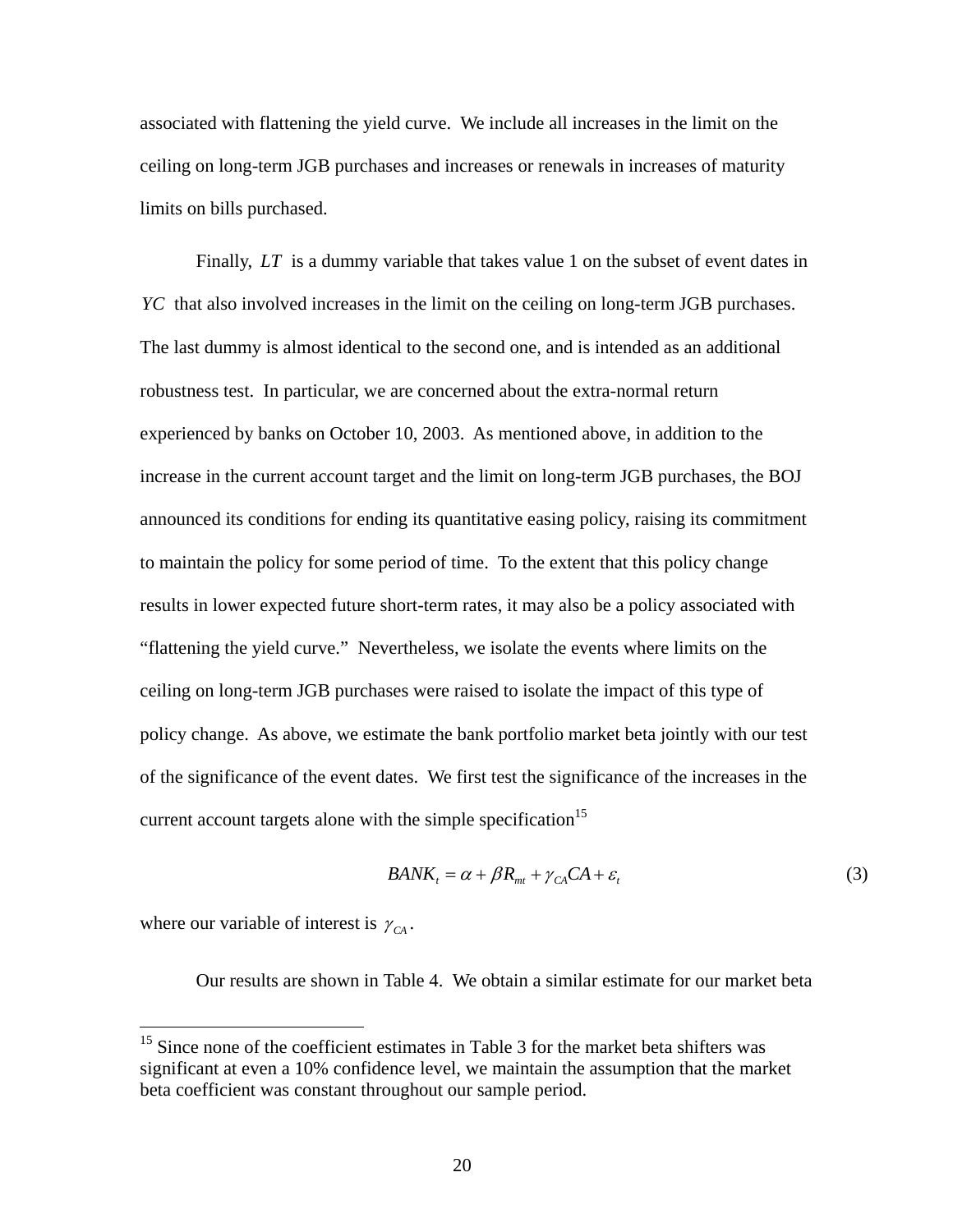associated with flattening the yield curve. We include all increases in the limit on the ceiling on long-term JGB purchases and increases or renewals in increases of maturity limits on bills purchased.

Finally, $LT$ is a dummy variable that takes value 1 on the subset of event dates in $YC$ that also involved increases in the limit on the ceiling on long-term JGB purchases. The last dummy is almost identical to the second one, and is intended as an additional robustness test. In particular, we are concerned about the extra-normal return experienced by banks on October 10, 2003. As mentioned above, in addition to the increase in the current account target and the limit on long-term JGB purchases, the BOJ announced its conditions for ending its quantitative easing policy, raising its commitment to maintain the policy for some period of time. To the extent that this policy change results in lower expected future short-term rates, it may also be a policy associated with "flattening the yield curve." Nevertheless, we isolate the events where limits on the ceiling on long-term JGB purchases were raised to isolate the impact of this type of policy change. As above, we estimate the bank portfolio market beta jointly with our test of the significance of the event dates. We first test the significance of the increases in the current account targets alone with the simple specification[15]

$$BANK_t = \alpha + \beta R_{mt} + \gamma_{CA} CA + \varepsilon_t \tag{3}$$

where our variable of interest is $\gamma_{CA}$.

Our results are shown in Table 4. We obtain a similar estimate for our market beta

[15] Since none of the coefficient estimates in Table 3 for the market beta shifters was significant at even a 10% confidence level, we maintain the assumption that the market beta coefficient was constant throughout our sample period.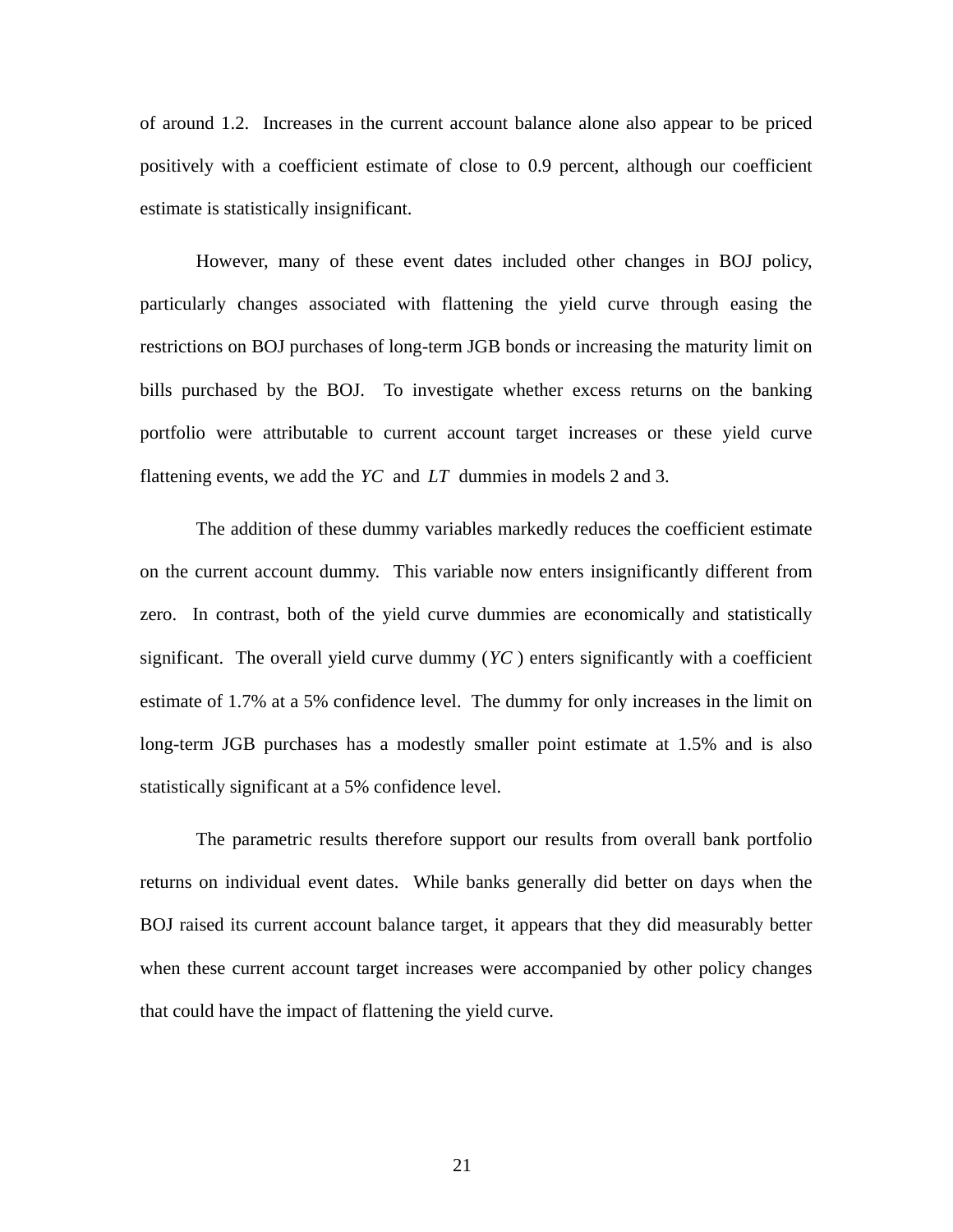of around 1.2. Increases in the current account balance alone also appear to be priced positively with a coefficient estimate of close to 0.9 percent, although our coefficient estimate is statistically insignificant.

However, many of these event dates included other changes in BOJ policy, particularly changes associated with flattening the yield curve through easing the restrictions on BOJ purchases of long-term JGB bonds or increasing the maturity limit on bills purchased by the BOJ. To investigate whether excess returns on the banking portfolio were attributable to current account target increases or these yield curve flattening events, we add the $YC$ and $LT$ dummies in models 2 and 3.

The addition of these dummy variables markedly reduces the coefficient estimate on the current account dummy. This variable now enters insignificantly different from zero. In contrast, both of the yield curve dummies are economically and statistically significant. The overall yield curve dummy ($YC$) enters significantly with a coefficient estimate of 1.7% at a 5% confidence level. The dummy for only increases in the limit on long-term JGB purchases has a modestly smaller point estimate at 1.5% and is also statistically significant at a 5% confidence level.

The parametric results therefore support our results from overall bank portfolio returns on individual event dates. While banks generally did better on days when the BOJ raised its current account balance target, it appears that they did measurably better when these current account target increases were accompanied by other policy changes that could have the impact of flattening the yield curve.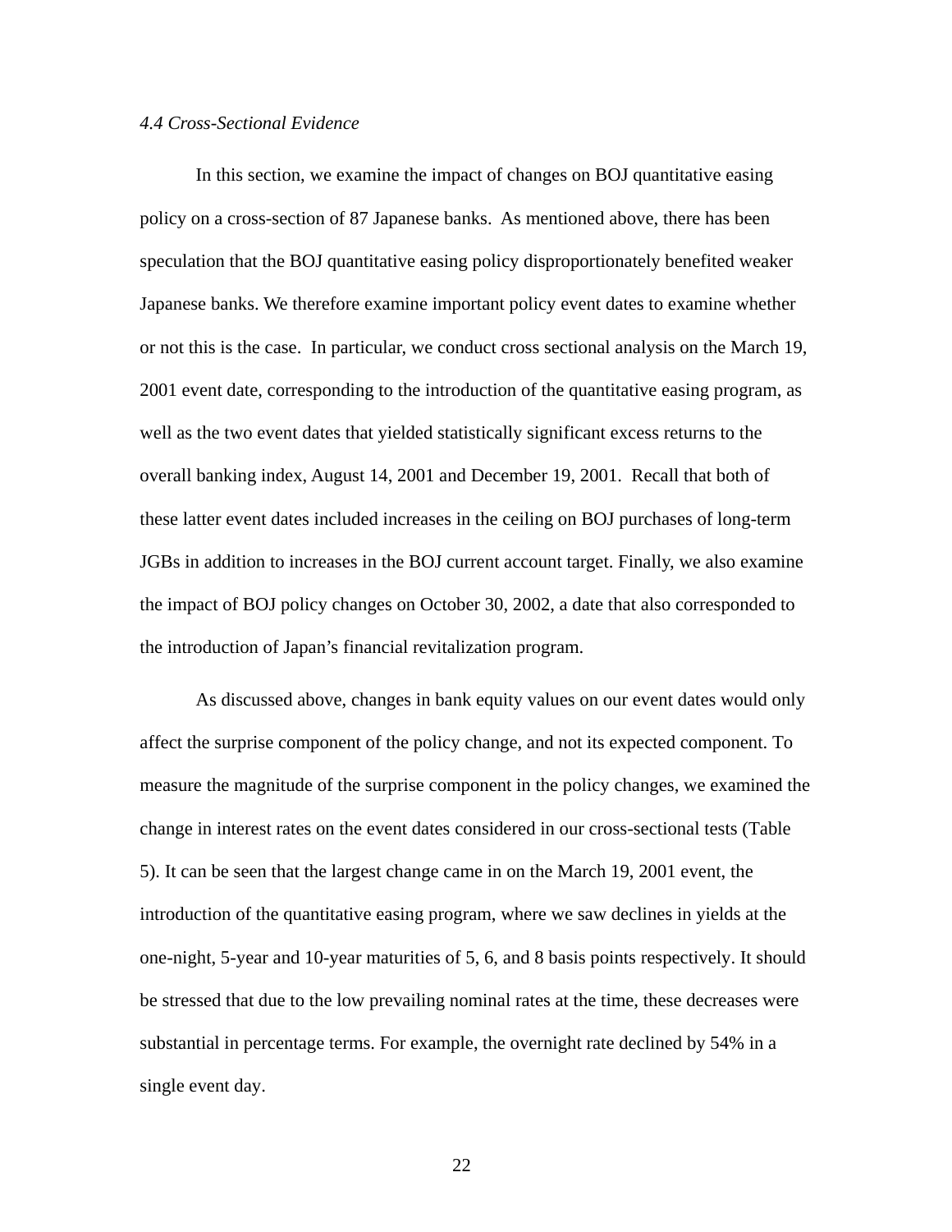### *4.4 Cross-Sectional Evidence*

In this section, we examine the impact of changes on BOJ quantitative easing policy on a cross-section of 87 Japanese banks. As mentioned above, there has been speculation that the BOJ quantitative easing policy disproportionately benefited weaker Japanese banks. We therefore examine important policy event dates to examine whether or not this is the case. In particular, we conduct cross sectional analysis on the March 19, 2001 event date, corresponding to the introduction of the quantitative easing program, as well as the two event dates that yielded statistically significant excess returns to the overall banking index, August 14, 2001 and December 19, 2001. Recall that both of these latter event dates included increases in the ceiling on BOJ purchases of long-term JGBs in addition to increases in the BOJ current account target. Finally, we also examine the impact of BOJ policy changes on October 30, 2002, a date that also corresponded to the introduction of Japan's financial revitalization program.

As discussed above, changes in bank equity values on our event dates would only affect the surprise component of the policy change, and not its expected component. To measure the magnitude of the surprise component in the policy changes, we examined the change in interest rates on the event dates considered in our cross-sectional tests (Table 5). It can be seen that the largest change came in on the March 19, 2001 event, the introduction of the quantitative easing program, where we saw declines in yields at the one-night, 5-year and 10-year maturities of 5, 6, and 8 basis points respectively. It should be stressed that due to the low prevailing nominal rates at the time, these decreases were substantial in percentage terms. For example, the overnight rate declined by 54% in a single event day.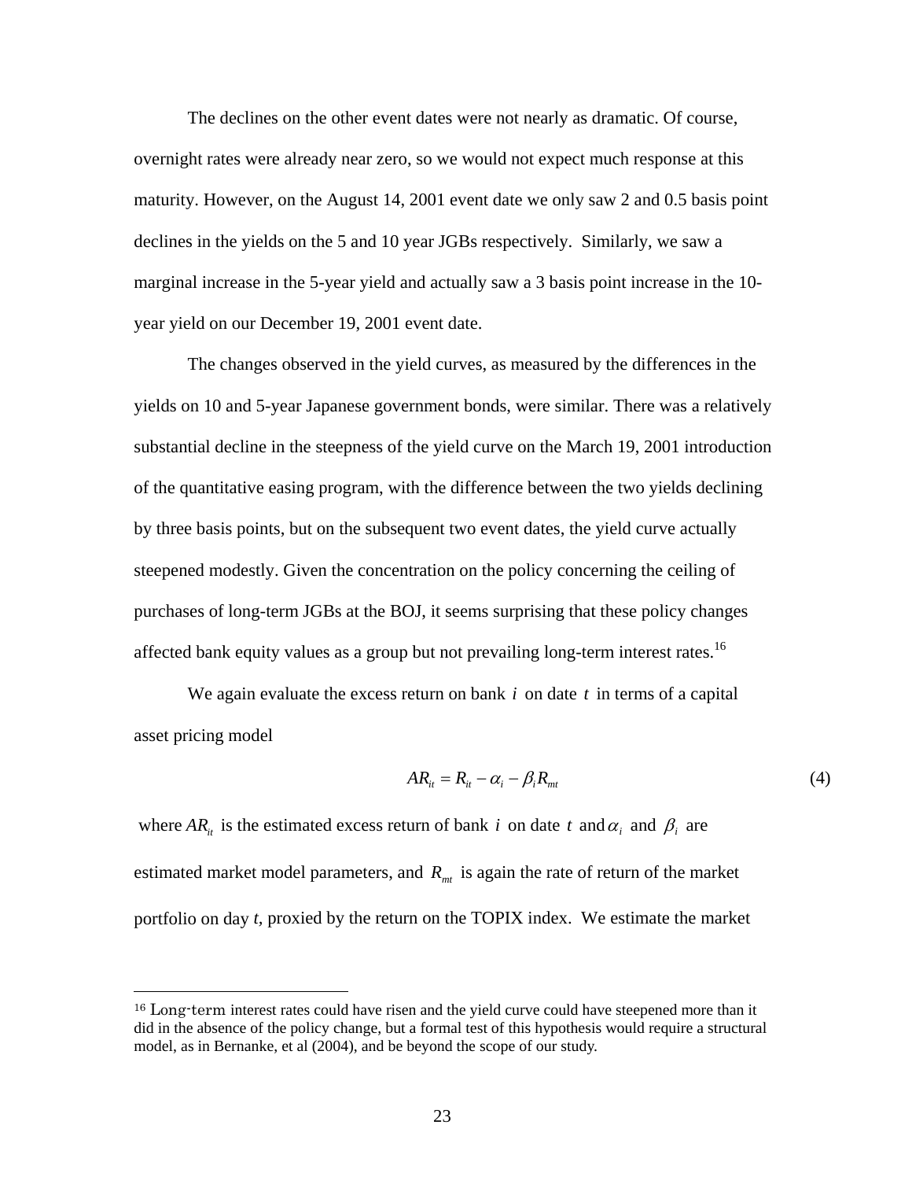The declines on the other event dates were not nearly as dramatic. Of course, overnight rates were already near zero, so we would not expect much response at this maturity. However, on the August 14, 2001 event date we only saw 2 and 0.5 basis point declines in the yields on the 5 and 10 year JGBs respectively. Similarly, we saw a marginal increase in the 5-year yield and actually saw a 3 basis point increase in the 10-year yield on our December 19, 2001 event date.

The changes observed in the yield curves, as measured by the differences in the yields on 10 and 5-year Japanese government bonds, were similar. There was a relatively substantial decline in the steepness of the yield curve on the March 19, 2001 introduction of the quantitative easing program, with the difference between the two yields declining by three basis points, but on the subsequent two event dates, the yield curve actually steepened modestly. Given the concentration on the policy concerning the ceiling of purchases of long-term JGBs at the BOJ, it seems surprising that these policy changes affected bank equity values as a group but not prevailing long-term interest rates.[16]

We again evaluate the excess return on bank $i$ on date $t$ in terms of a capital asset pricing model

$$AR_{it} = R_{it} - \alpha_i - \beta_i R_{mt} \tag{4}$$

where $AR_{it}$ is the estimated excess return of bank $i$ on date $t$ and $\alpha_i$ and $\beta_i$ are estimated market model parameters, and $R_{mt}$ is again the rate of return of the market portfolio on day $t$, proxied by the return on the TOPIX index. We estimate the market

[16] Long-term interest rates could have risen and the yield curve could have steepened more than it did in the absence of the policy change, but a formal test of this hypothesis would require a structural model, as in Bernanke, et al (2004), and be beyond the scope of our study.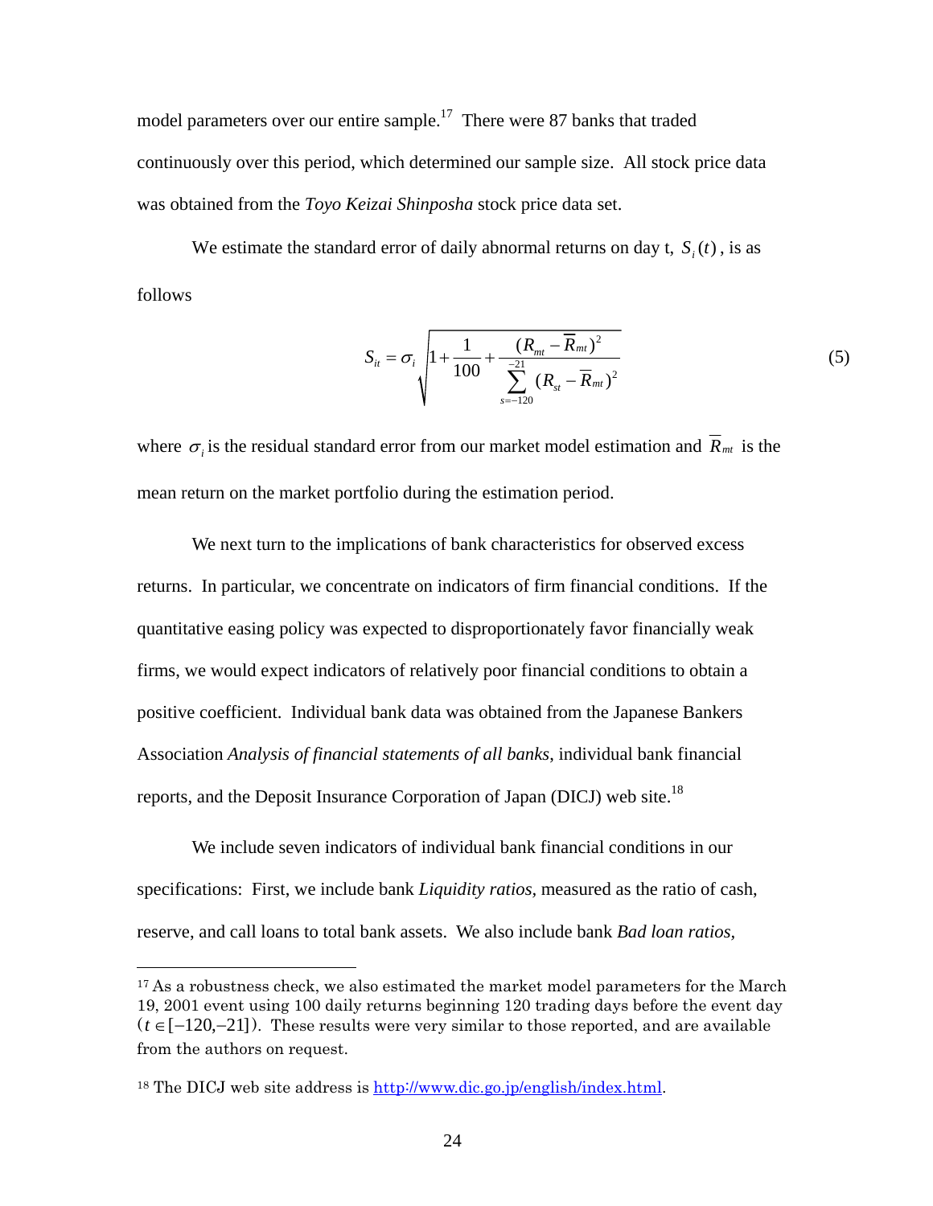model parameters over our entire sample.[17] There were 87 banks that traded continuously over this period, which determined our sample size. All stock price data was obtained from the *Toyo Keizai Shinposha* stock price data set.

We estimate the standard error of daily abnormal returns on day t, $S_i(t)$, is as follows

$$S_{it} = \sigma_i \sqrt{1 + \frac{1}{100} + \frac{(R_{mt} - \overline{R}_{mt})^2}{\sum_{s=-120}^{-21} (R_{st} - \overline{R}_{mt})^2}} \tag{5}$$

where $\sigma_i$ is the residual standard error from our market model estimation and $\overline{R}_{mt}$ is the mean return on the market portfolio during the estimation period.

We next turn to the implications of bank characteristics for observed excess returns. In particular, we concentrate on indicators of firm financial conditions. If the quantitative easing policy was expected to disproportionately favor financially weak firms, we would expect indicators of relatively poor financial conditions to obtain a positive coefficient. Individual bank data was obtained from the Japanese Bankers Association *Analysis of financial statements of all banks*, individual bank financial reports, and the Deposit Insurance Corporation of Japan (DICJ) web site.[18]

We include seven indicators of individual bank financial conditions in our specifications: First, we include bank *Liquidity ratios,* measured as the ratio of cash, reserve, and call loans to total bank assets. We also include bank *Bad loan ratios*,

---

[17] As a robustness check, we also estimated the market model parameters for the March 19, 2001 event using 100 daily returns beginning 120 trading days before the event day ($t \in [-120,-21]$). These results were very similar to those reported, and are available from the authors on request.

[18] The DICJ web site address is http://www.dic.go.jp/english/index.html.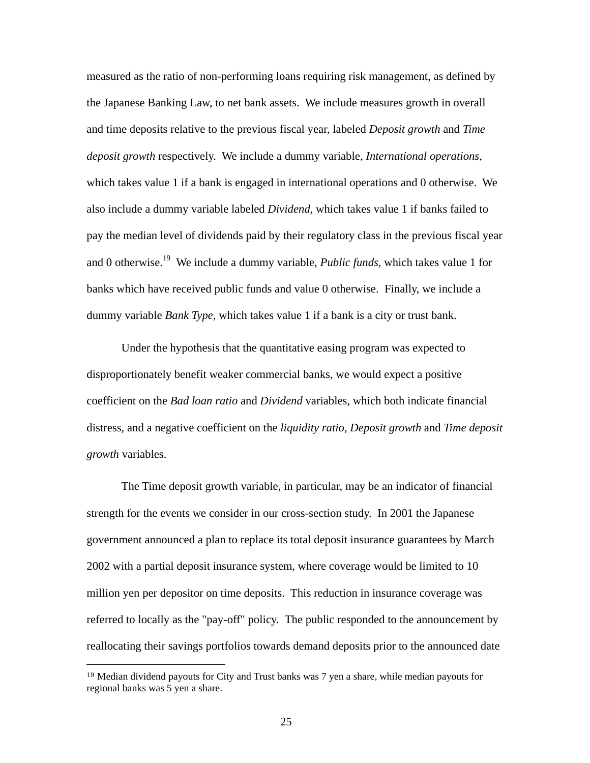measured as the ratio of non-performing loans requiring risk management, as defined by the Japanese Banking Law, to net bank assets. We include measures growth in overall and time deposits relative to the previous fiscal year, labeled *Deposit growth* and *Time deposit growth* respectively. We include a dummy variable, *International operations,* which takes value 1 if a bank is engaged in international operations and 0 otherwise. We also include a dummy variable labeled *Dividend,* which takes value 1 if banks failed to pay the median level of dividends paid by their regulatory class in the previous fiscal year and 0 otherwise.[19] We include a dummy variable, *Public funds,* which takes value 1 for banks which have received public funds and value 0 otherwise. Finally, we include a dummy variable *Bank Type,* which takes value 1 if a bank is a city or trust bank.

Under the hypothesis that the quantitative easing program was expected to disproportionately benefit weaker commercial banks, we would expect a positive coefficient on the *Bad loan ratio* and *Dividend* variables, which both indicate financial distress, and a negative coefficient on the *liquidity ratio, Deposit growth* and *Time deposit growth* variables.

The Time deposit growth variable, in particular, may be an indicator of financial strength for the events we consider in our cross-section study. In 2001 the Japanese government announced a plan to replace its total deposit insurance guarantees by March 2002 with a partial deposit insurance system, where coverage would be limited to 10 million yen per depositor on time deposits. This reduction in insurance coverage was referred to locally as the "pay-off" policy. The public responded to the announcement by reallocating their savings portfolios towards demand deposits prior to the announced date

---

[19] Median dividend payouts for City and Trust banks was 7 yen a share, while median payouts for regional banks was 5 yen a share.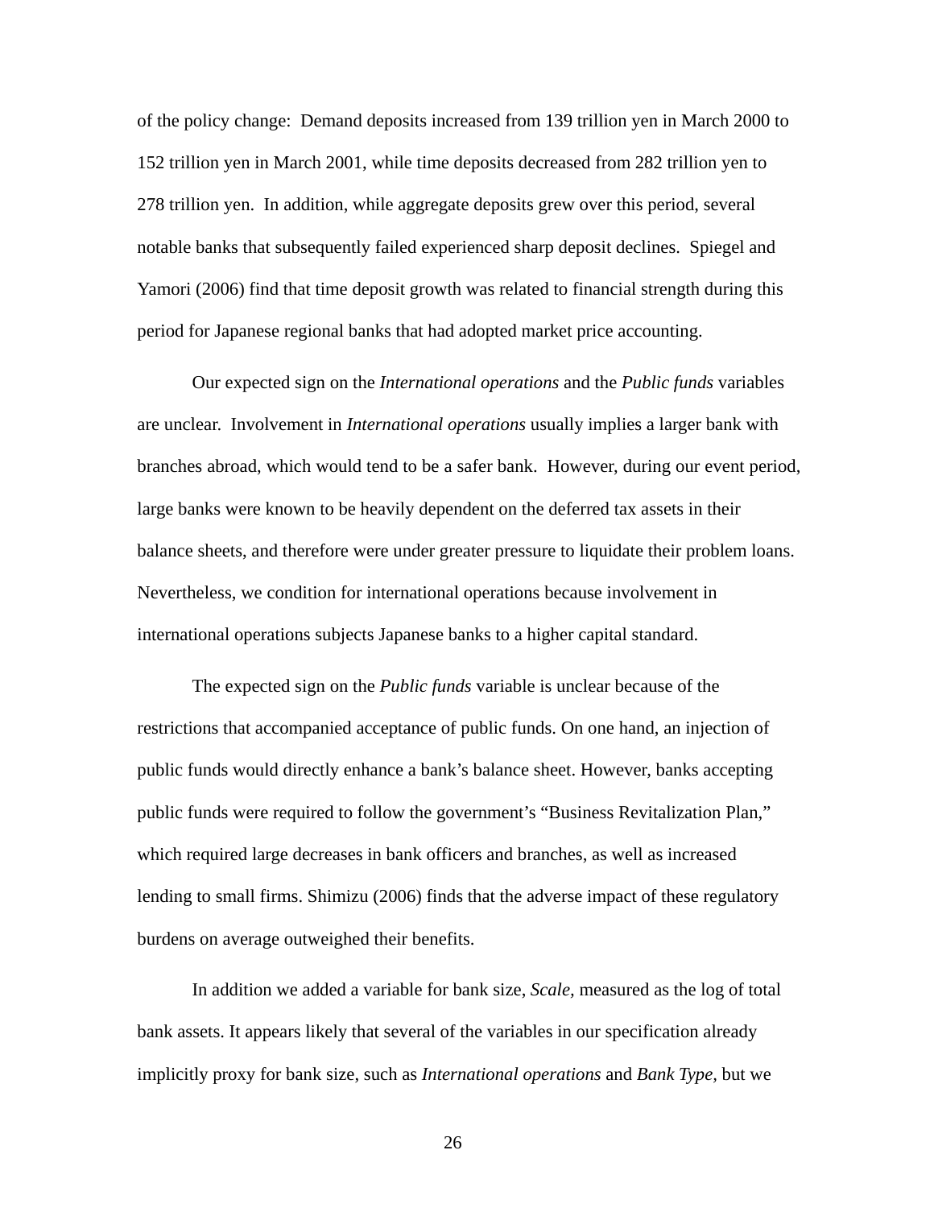of the policy change:  Demand deposits increased from 139 trillion yen in March 2000 to 152 trillion yen in March 2001, while time deposits decreased from 282 trillion yen to 278 trillion yen.  In addition, while aggregate deposits grew over this period, several notable banks that subsequently failed experienced sharp deposit declines.  Spiegel and Yamori (2006) find that time deposit growth was related to financial strength during this period for Japanese regional banks that had adopted market price accounting.

Our expected sign on the *International operations* and the *Public funds* variables are unclear.  Involvement in *International operations* usually implies a larger bank with branches abroad, which would tend to be a safer bank.  However, during our event period, large banks were known to be heavily dependent on the deferred tax assets in their balance sheets, and therefore were under greater pressure to liquidate their problem loans.  Nevertheless, we condition for international operations because involvement in international operations subjects Japanese banks to a higher capital standard.

The expected sign on the *Public funds* variable is unclear because of the restrictions that accompanied acceptance of public funds. On one hand, an injection of public funds would directly enhance a bank's balance sheet. However, banks accepting public funds were required to follow the government's "Business Revitalization Plan," which required large decreases in bank officers and branches, as well as increased lending to small firms. Shimizu (2006) finds that the adverse impact of these regulatory burdens on average outweighed their benefits.

In addition we added a variable for bank size, *Scale,* measured as the log of total bank assets. It appears likely that several of the variables in our specification already implicitly proxy for bank size, such as *International operations* and *Bank Type,* but we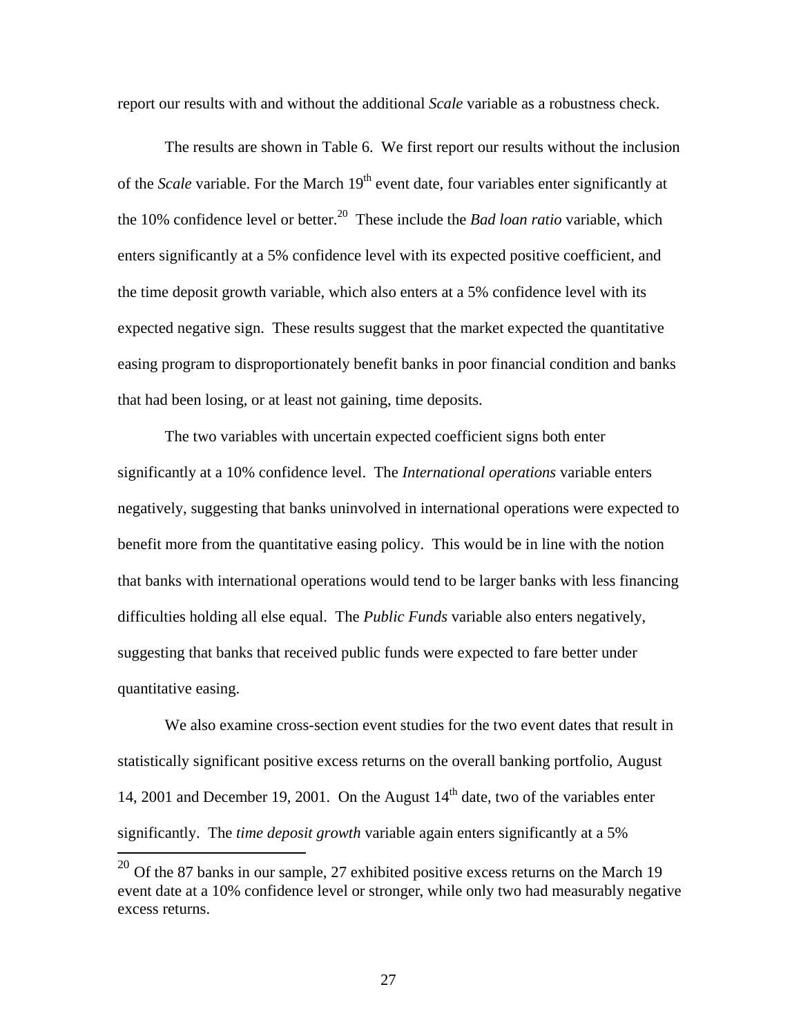report our results with and without the additional *Scale* variable as a robustness check.

The results are shown in Table 6. We first report our results without the inclusion of the *Scale* variable. For the March 19th event date, four variables enter significantly at the 10% confidence level or better.[20] These include the *Bad loan ratio* variable, which enters significantly at a 5% confidence level with its expected positive coefficient, and the time deposit growth variable, which also enters at a 5% confidence level with its expected negative sign. These results suggest that the market expected the quantitative easing program to disproportionately benefit banks in poor financial condition and banks that had been losing, or at least not gaining, time deposits.

The two variables with uncertain expected coefficient signs both enter significantly at a 10% confidence level. The *International operations* variable enters negatively, suggesting that banks uninvolved in international operations were expected to benefit more from the quantitative easing policy. This would be in line with the notion that banks with international operations would tend to be larger banks with less financing difficulties holding all else equal. The *Public Funds* variable also enters negatively, suggesting that banks that received public funds were expected to fare better under quantitative easing.

We also examine cross-section event studies for the two event dates that result in statistically significant positive excess returns on the overall banking portfolio, August 14, 2001 and December 19, 2001. On the August 14th date, two of the variables enter significantly. The *time deposit growth* variable again enters significantly at a 5%

[20] Of the 87 banks in our sample, 27 exhibited positive excess returns on the March 19 event date at a 10% confidence level or stronger, while only two had measurably negative excess returns.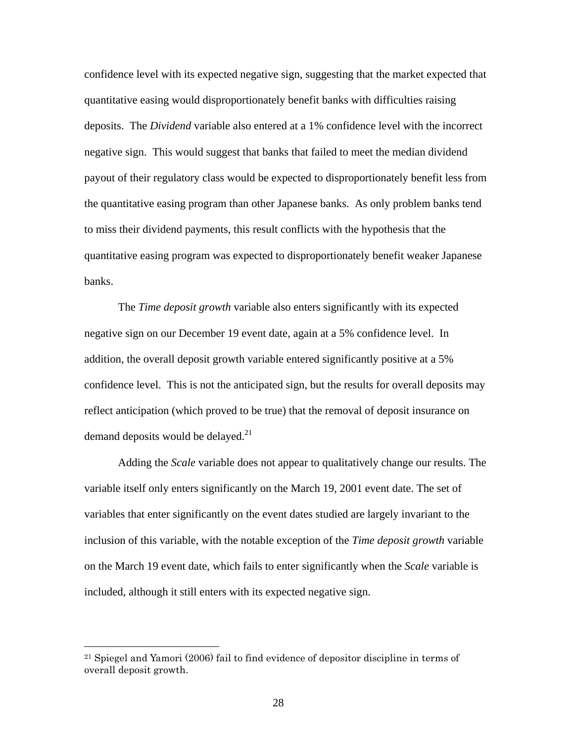confidence level with its expected negative sign, suggesting that the market expected that quantitative easing would disproportionately benefit banks with difficulties raising deposits. The *Dividend* variable also entered at a 1% confidence level with the incorrect negative sign. This would suggest that banks that failed to meet the median dividend payout of their regulatory class would be expected to disproportionately benefit less from the quantitative easing program than other Japanese banks. As only problem banks tend to miss their dividend payments, this result conflicts with the hypothesis that the quantitative easing program was expected to disproportionately benefit weaker Japanese banks.

The *Time deposit growth* variable also enters significantly with its expected negative sign on our December 19 event date, again at a 5% confidence level. In addition, the overall deposit growth variable entered significantly positive at a 5% confidence level. This is not the anticipated sign, but the results for overall deposits may reflect anticipation (which proved to be true) that the removal of deposit insurance on demand deposits would be delayed.[21]

Adding the *Scale* variable does not appear to qualitatively change our results. The variable itself only enters significantly on the March 19, 2001 event date. The set of variables that enter significantly on the event dates studied are largely invariant to the inclusion of this variable, with the notable exception of the *Time deposit growth* variable on the March 19 event date, which fails to enter significantly when the *Scale* variable is included, although it still enters with its expected negative sign.

---

[21] Spiegel and Yamori (2006) fail to find evidence of depositor discipline in terms of overall deposit growth.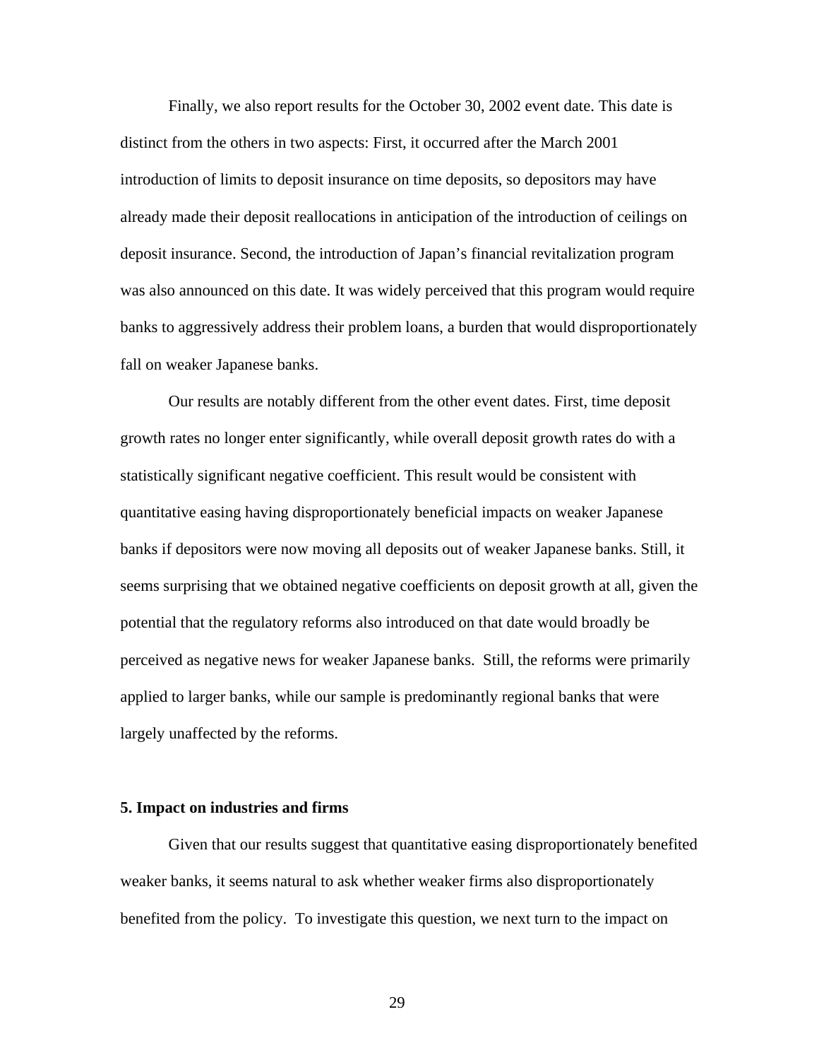Finally, we also report results for the October 30, 2002 event date. This date is distinct from the others in two aspects: First, it occurred after the March 2001 introduction of limits to deposit insurance on time deposits, so depositors may have already made their deposit reallocations in anticipation of the introduction of ceilings on deposit insurance. Second, the introduction of Japan's financial revitalization program was also announced on this date. It was widely perceived that this program would require banks to aggressively address their problem loans, a burden that would disproportionately fall on weaker Japanese banks.

Our results are notably different from the other event dates. First, time deposit growth rates no longer enter significantly, while overall deposit growth rates do with a statistically significant negative coefficient. This result would be consistent with quantitative easing having disproportionately beneficial impacts on weaker Japanese banks if depositors were now moving all deposits out of weaker Japanese banks. Still, it seems surprising that we obtained negative coefficients on deposit growth at all, given the potential that the regulatory reforms also introduced on that date would broadly be perceived as negative news for weaker Japanese banks. Still, the reforms were primarily applied to larger banks, while our sample is predominantly regional banks that were largely unaffected by the reforms.

## 5. Impact on industries and firms

Given that our results suggest that quantitative easing disproportionately benefited weaker banks, it seems natural to ask whether weaker firms also disproportionately benefited from the policy. To investigate this question, we next turn to the impact on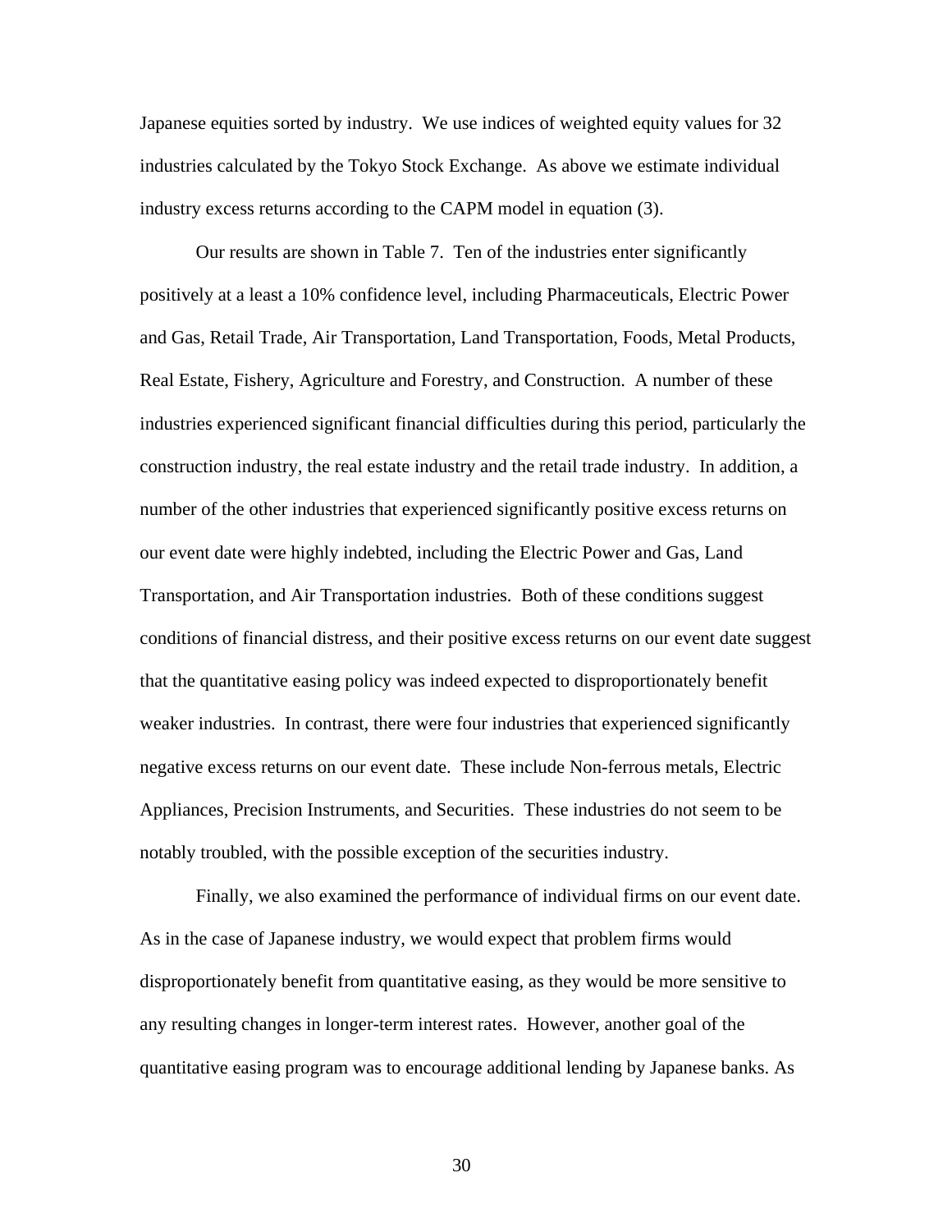Japanese equities sorted by industry. We use indices of weighted equity values for 32 industries calculated by the Tokyo Stock Exchange. As above we estimate individual industry excess returns according to the CAPM model in equation (3).

Our results are shown in Table 7. Ten of the industries enter significantly positively at a least a 10% confidence level, including Pharmaceuticals, Electric Power and Gas, Retail Trade, Air Transportation, Land Transportation, Foods, Metal Products, Real Estate, Fishery, Agriculture and Forestry, and Construction. A number of these industries experienced significant financial difficulties during this period, particularly the construction industry, the real estate industry and the retail trade industry. In addition, a number of the other industries that experienced significantly positive excess returns on our event date were highly indebted, including the Electric Power and Gas, Land Transportation, and Air Transportation industries. Both of these conditions suggest conditions of financial distress, and their positive excess returns on our event date suggest that the quantitative easing policy was indeed expected to disproportionately benefit weaker industries. In contrast, there were four industries that experienced significantly negative excess returns on our event date. These include Non-ferrous metals, Electric Appliances, Precision Instruments, and Securities. These industries do not seem to be notably troubled, with the possible exception of the securities industry.

Finally, we also examined the performance of individual firms on our event date. As in the case of Japanese industry, we would expect that problem firms would disproportionately benefit from quantitative easing, as they would be more sensitive to any resulting changes in longer-term interest rates. However, another goal of the quantitative easing program was to encourage additional lending by Japanese banks. As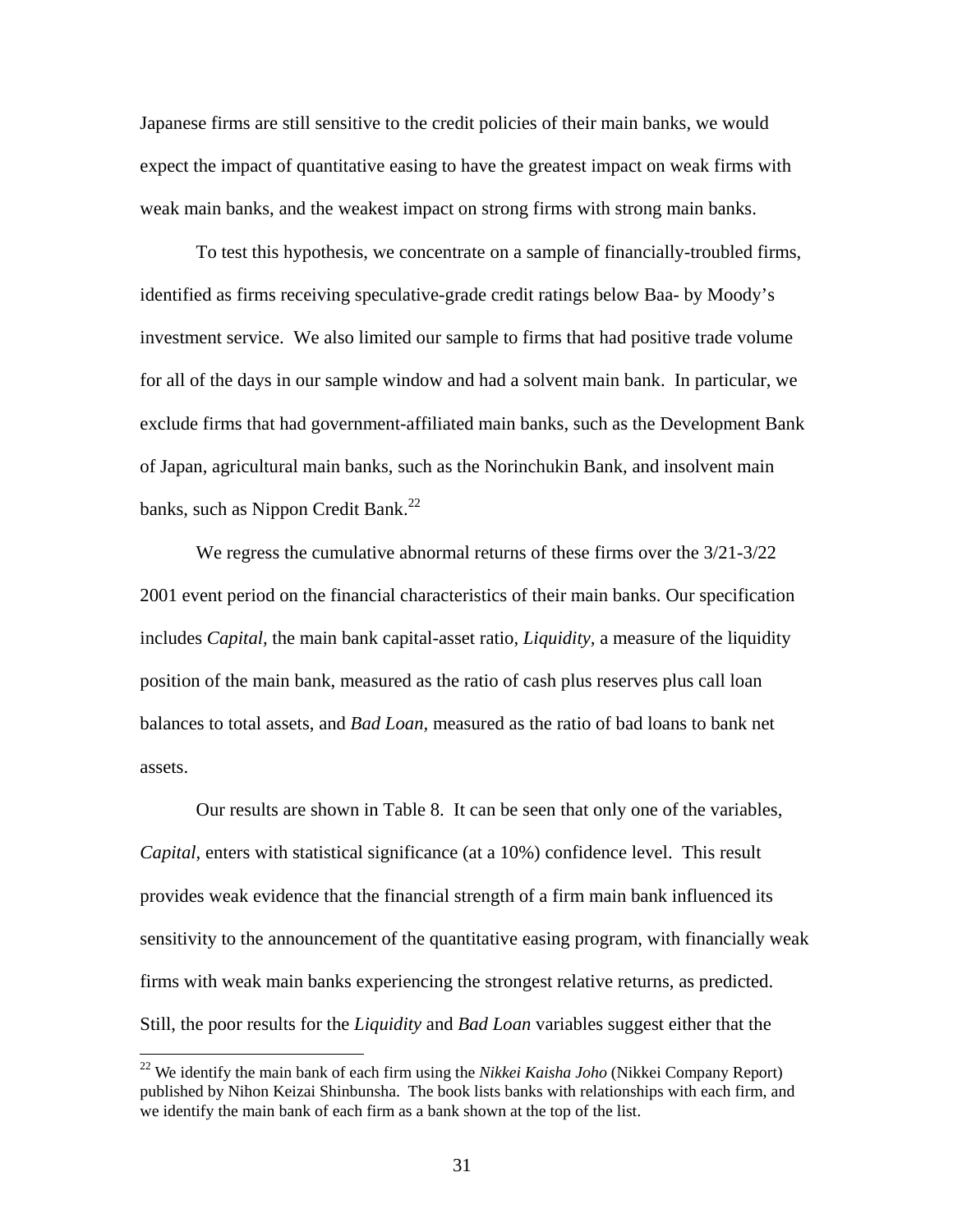Japanese firms are still sensitive to the credit policies of their main banks, we would expect the impact of quantitative easing to have the greatest impact on weak firms with weak main banks, and the weakest impact on strong firms with strong main banks.

To test this hypothesis, we concentrate on a sample of financially-troubled firms, identified as firms receiving speculative-grade credit ratings below Baa- by Moody's investment service. We also limited our sample to firms that had positive trade volume for all of the days in our sample window and had a solvent main bank. In particular, we exclude firms that had government-affiliated main banks, such as the Development Bank of Japan, agricultural main banks, such as the Norinchukin Bank, and insolvent main banks, such as Nippon Credit Bank.[22]

We regress the cumulative abnormal returns of these firms over the 3/21-3/22 2001 event period on the financial characteristics of their main banks. Our specification includes *Capital,* the main bank capital-asset ratio, *Liquidity,* a measure of the liquidity position of the main bank, measured as the ratio of cash plus reserves plus call loan balances to total assets, and *Bad Loan,* measured as the ratio of bad loans to bank net assets.

Our results are shown in Table 8. It can be seen that only one of the variables, *Capital*, enters with statistical significance (at a 10%) confidence level. This result provides weak evidence that the financial strength of a firm main bank influenced its sensitivity to the announcement of the quantitative easing program, with financially weak firms with weak main banks experiencing the strongest relative returns, as predicted. Still, the poor results for the *Liquidity* and *Bad Loan* variables suggest either that the

[22] We identify the main bank of each firm using the *Nikkei Kaisha Joho* (Nikkei Company Report) published by Nihon Keizai Shinbunsha. The book lists banks with relationships with each firm, and we identify the main bank of each firm as a bank shown at the top of the list.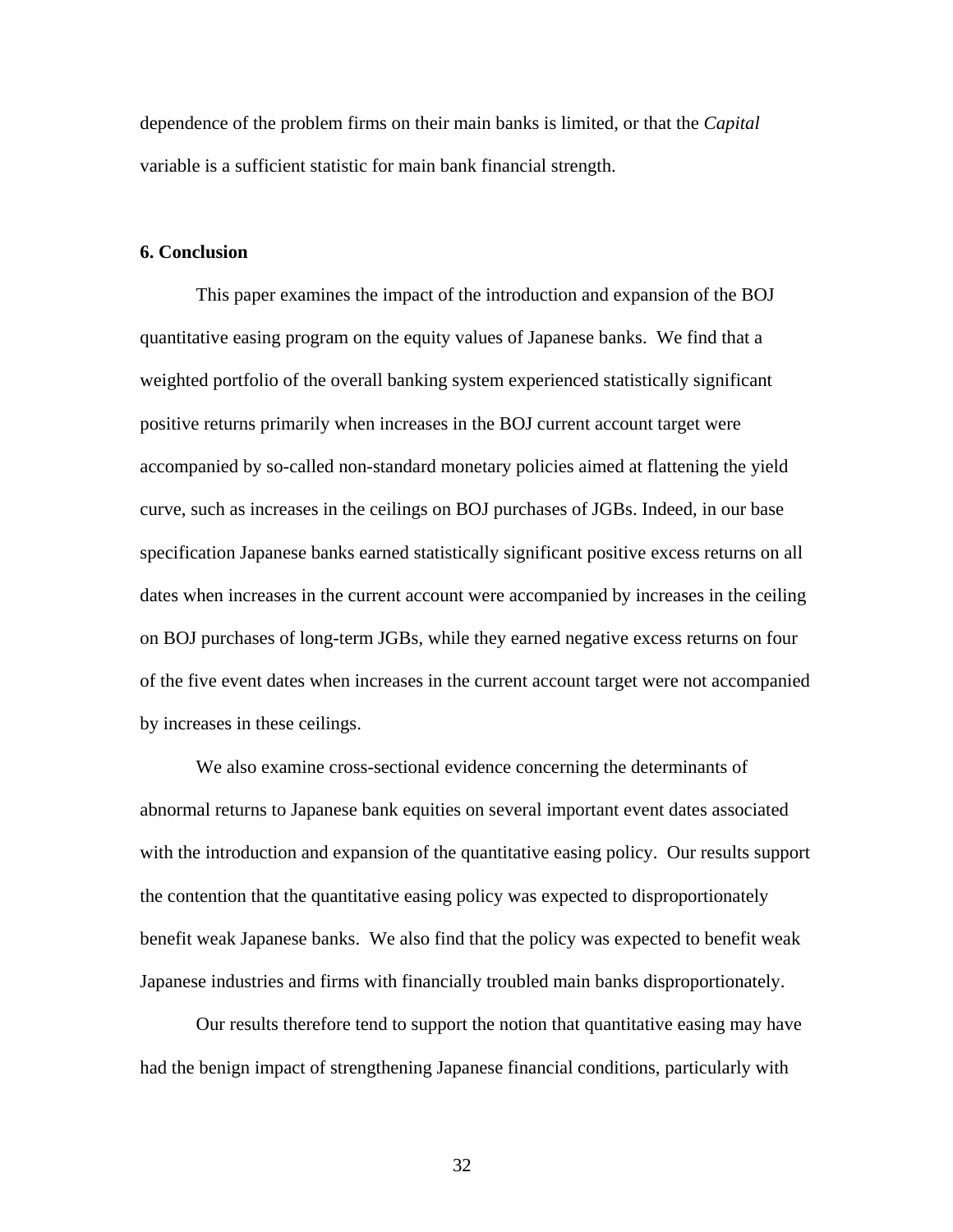dependence of the problem firms on their main banks is limited, or that the *Capital* variable is a sufficient statistic for main bank financial strength.

## 6. Conclusion

This paper examines the impact of the introduction and expansion of the BOJ quantitative easing program on the equity values of Japanese banks. We find that a weighted portfolio of the overall banking system experienced statistically significant positive returns primarily when increases in the BOJ current account target were accompanied by so-called non-standard monetary policies aimed at flattening the yield curve, such as increases in the ceilings on BOJ purchases of JGBs. Indeed, in our base specification Japanese banks earned statistically significant positive excess returns on all dates when increases in the current account were accompanied by increases in the ceiling on BOJ purchases of long-term JGBs, while they earned negative excess returns on four of the five event dates when increases in the current account target were not accompanied by increases in these ceilings.

We also examine cross-sectional evidence concerning the determinants of abnormal returns to Japanese bank equities on several important event dates associated with the introduction and expansion of the quantitative easing policy. Our results support the contention that the quantitative easing policy was expected to disproportionately benefit weak Japanese banks. We also find that the policy was expected to benefit weak Japanese industries and firms with financially troubled main banks disproportionately.

Our results therefore tend to support the notion that quantitative easing may have had the benign impact of strengthening Japanese financial conditions, particularly with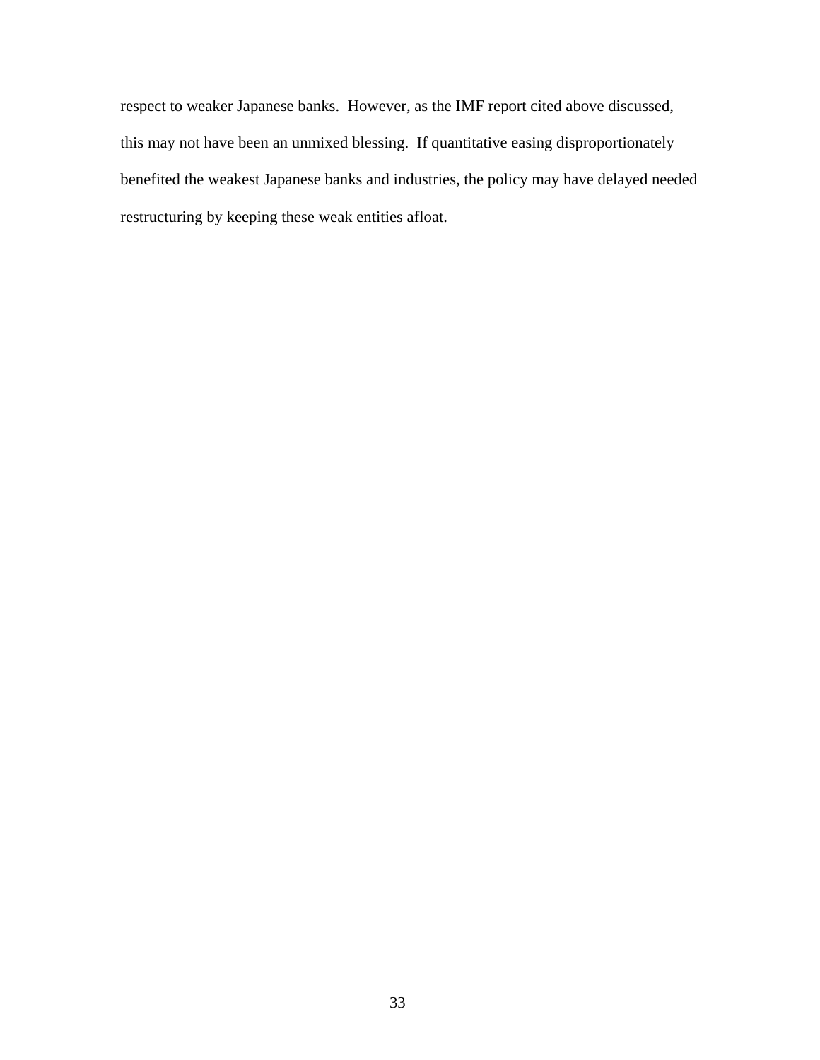respect to weaker Japanese banks. However, as the IMF report cited above discussed, this may not have been an unmixed blessing. If quantitative easing disproportionately benefited the weakest Japanese banks and industries, the policy may have delayed needed restructuring by keeping these weak entities afloat.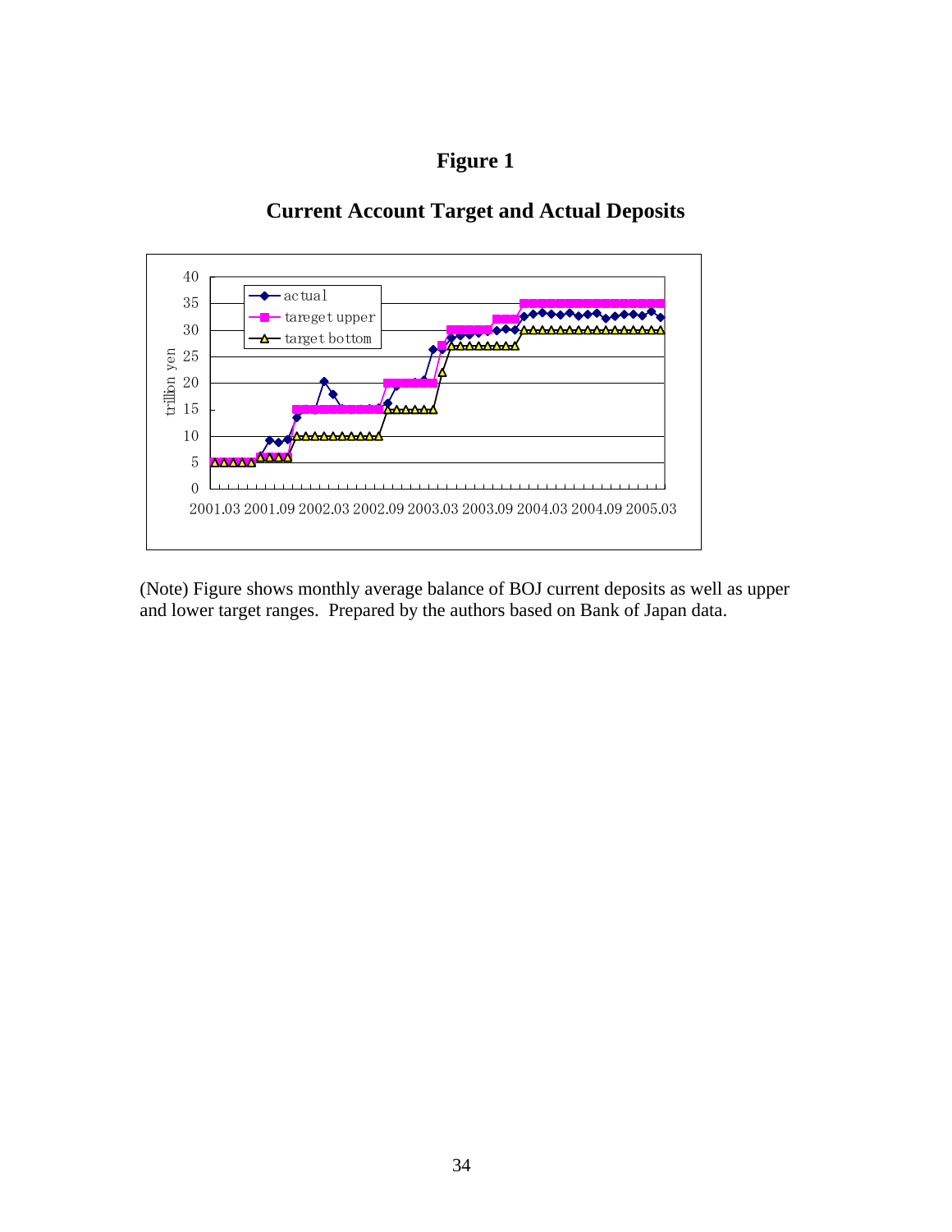# Figure 1

## Current Account Target and Actual Deposits

(Note) Figure shows monthly average balance of BOJ current deposits as well as upper and lower target ranges. Prepared by the authors based on Bank of Japan data.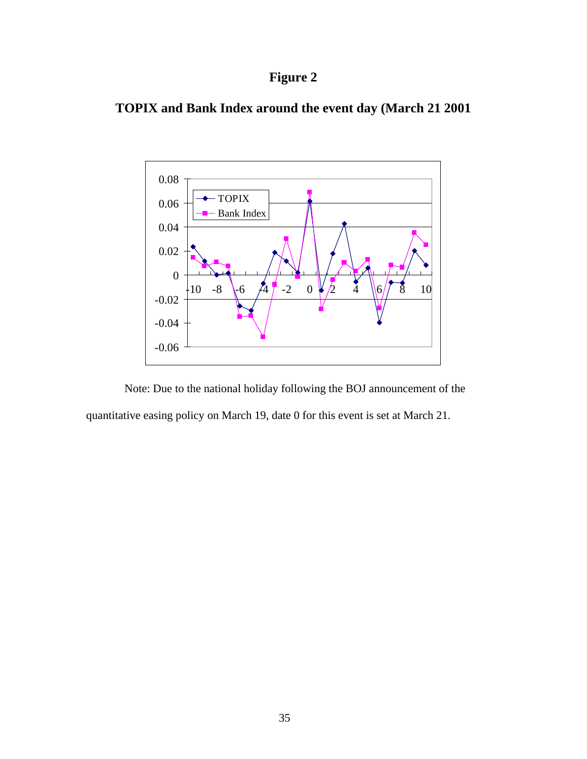# Figure 2

## TOPIX and Bank Index around the event day (March 21 2001

Note: Due to the national holiday following the BOJ announcement of the quantitative easing policy on March 19, date 0 for this event is set at March 21.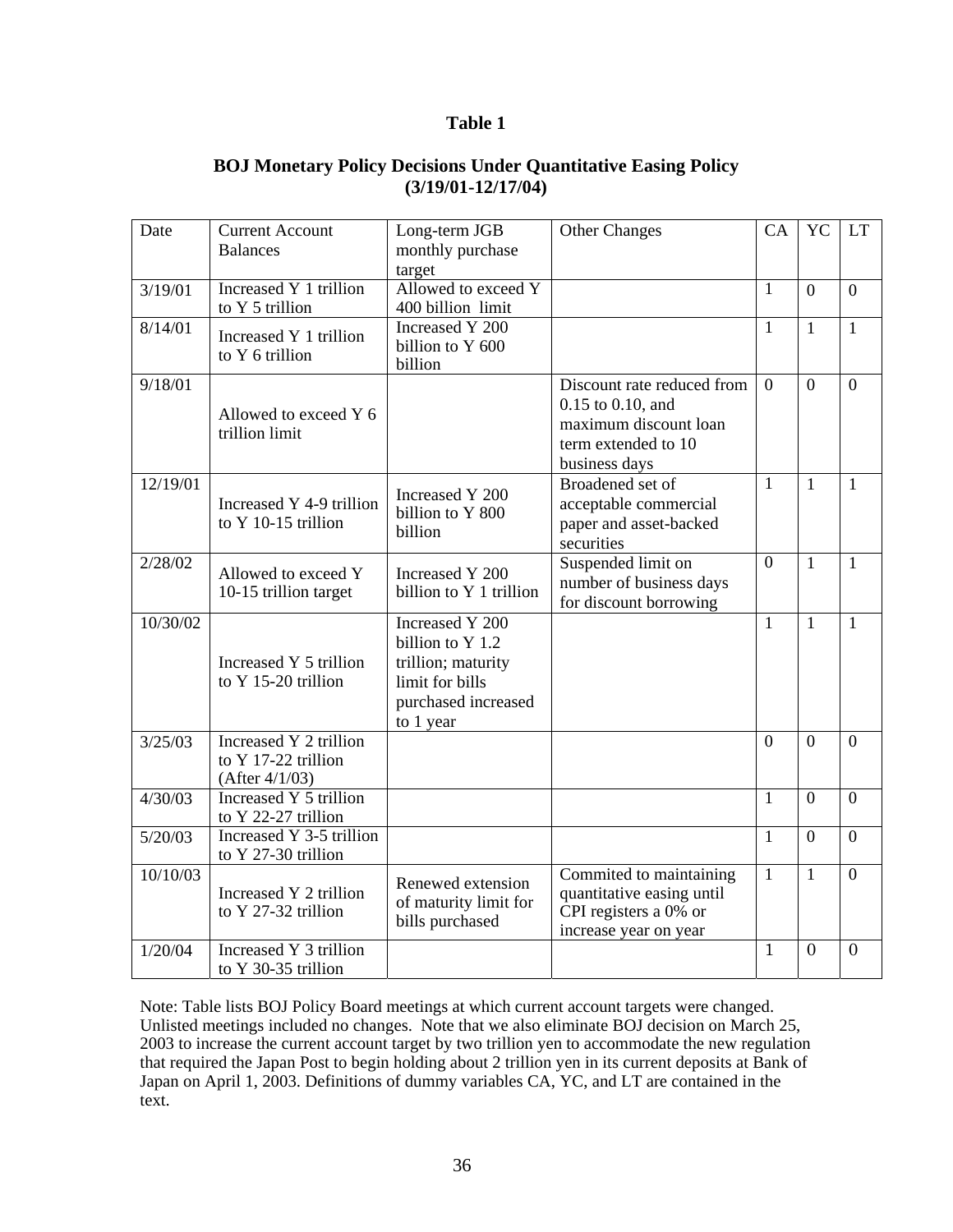**Table 1**

**BOJ Monetary Policy Decisions Under Quantitative Easing Policy (3/19/01-12/17/04)**

| Date | Current Account Balances | Long-term JGB monthly purchase target | Other Changes | CA | YC | LT |
|---|---|---|---|---|---|---|
| 3/19/01 | Increased Y 1 trillion to Y 5 trillion | Allowed to exceed Y 400 billion limit | | 1 | 0 | 0 |
| 8/14/01 | Increased Y 1 trillion to Y 6 trillion | Increased Y 200 billion to Y 600 billion | | 1 | 1 | 1 |
| 9/18/01 | Allowed to exceed Y 6 trillion limit | | Discount rate reduced from 0.15 to 0.10, and maximum discount loan term extended to 10 business days | 0 | 0 | 0 |
| 12/19/01 | Increased Y 4-9 trillion to Y 10-15 trillion | Increased Y 200 billion to Y 800 billion | Broadened set of acceptable commercial paper and asset-backed securities | 1 | 1 | 1 |
| 2/28/02 | Allowed to exceed Y 10-15 trillion target | Increased Y 200 billion to Y 1 trillion | Suspended limit on number of business days for discount borrowing | 0 | 1 | 1 |
| 10/30/02 | Increased Y 5 trillion to Y 15-20 trillion | Increased Y 200 billion to Y 1.2 trillion; maturity limit for bills purchased increased to 1 year | | 1 | 1 | 1 |
| 3/25/03 | Increased Y 2 trillion to Y 17-22 trillion (After 4/1/03) | | | 0 | 0 | 0 |
| 4/30/03 | Increased Y 5 trillion to Y 22-27 trillion | | | 1 | 0 | 0 |
| 5/20/03 | Increased Y 3-5 trillion to Y 27-30 trillion | | | 1 | 0 | 0 |
| 10/10/03 | Increased Y 2 trillion to Y 27-32 trillion | Renewed extension of maturity limit for bills purchased | Commited to maintaining quantitative easing until CPI registers a 0% or increase year on year | 1 | 1 | 0 |
| 1/20/04 | Increased Y 3 trillion to Y 30-35 trillion | | | 1 | 0 | 0 |

Note: Table lists BOJ Policy Board meetings at which current account targets were changed. Unlisted meetings included no changes. Note that we also eliminate BOJ decision on March 25, 2003 to increase the current account target by two trillion yen to accommodate the new regulation that required the Japan Post to begin holding about 2 trillion yen in its current deposits at Bank of Japan on April 1, 2003. Definitions of dummy variables CA, YC, and LT are contained in the text.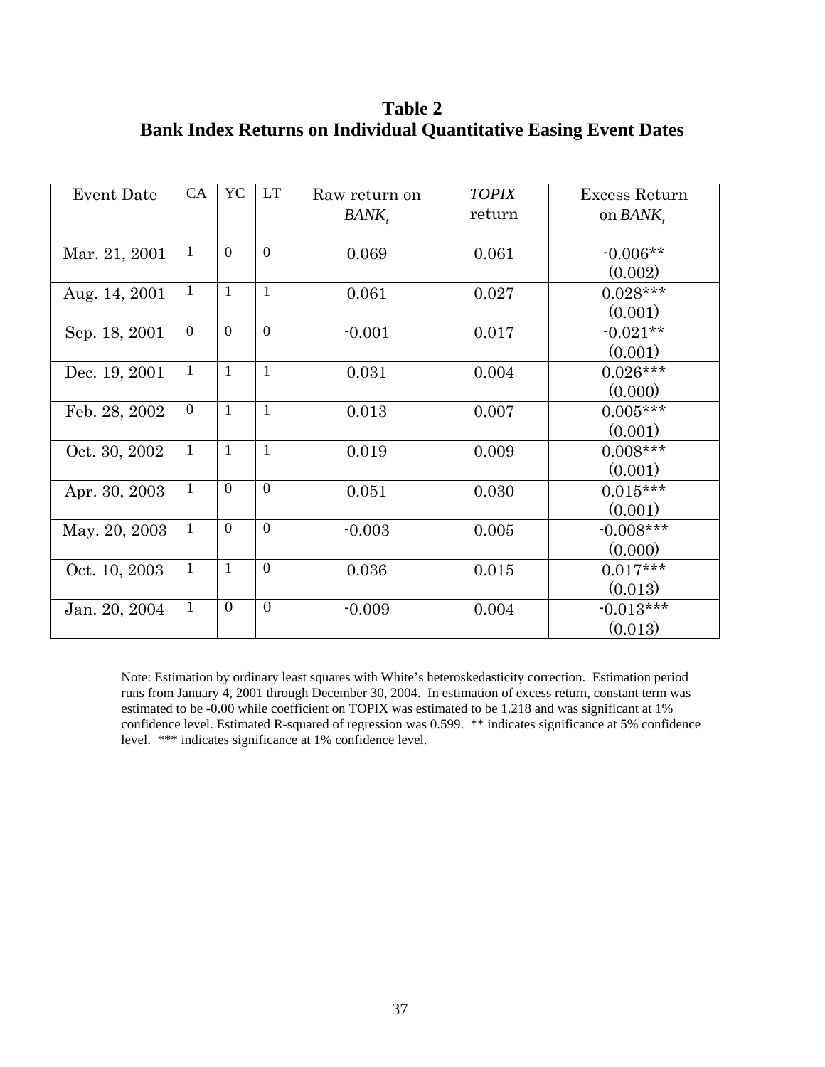# Table 2
# Bank Index Returns on Individual Quantitative Easing Event Dates

| Event Date | CA | YC | LT | Raw return on $BANK_t$ | *TOPIX* return | Excess Return on $BANK_t$ |
|---|---|---|---|---|---|---|
| Mar. 21, 2001 | 1 | 0 | 0 | 0.069 | 0.061 | -0.006** (0.002) |
| Aug. 14, 2001 | 1 | 1 | 1 | 0.061 | 0.027 | 0.028*** (0.001) |
| Sep. 18, 2001 | 0 | 0 | 0 | -0.001 | 0.017 | -0.021** (0.001) |
| Dec. 19, 2001 | 1 | 1 | 1 | 0.031 | 0.004 | 0.026*** (0.000) |
| Feb. 28, 2002 | 0 | 1 | 1 | 0.013 | 0.007 | 0.005*** (0.001) |
| Oct. 30, 2002 | 1 | 1 | 1 | 0.019 | 0.009 | 0.008*** (0.001) |
| Apr. 30, 2003 | 1 | 0 | 0 | 0.051 | 0.030 | 0.015*** (0.001) |
| May. 20, 2003 | 1 | 0 | 0 | -0.003 | 0.005 | -0.008*** (0.000) |
| Oct. 10, 2003 | 1 | 1 | 0 | 0.036 | 0.015 | 0.017*** (0.013) |
| Jan. 20, 2004 | 1 | 0 | 0 | -0.009 | 0.004 | -0.013*** (0.013) |

Note: Estimation by ordinary least squares with White's heteroskedasticity correction. Estimation period runs from January 4, 2001 through December 30, 2004. In estimation of excess return, constant term was estimated to be -0.00 while coefficient on TOPIX was estimated to be 1.218 and was significant at 1% confidence level. Estimated R-squared of regression was 0.599. ** indicates significance at 5% confidence level. *** indicates significance at 1% confidence level.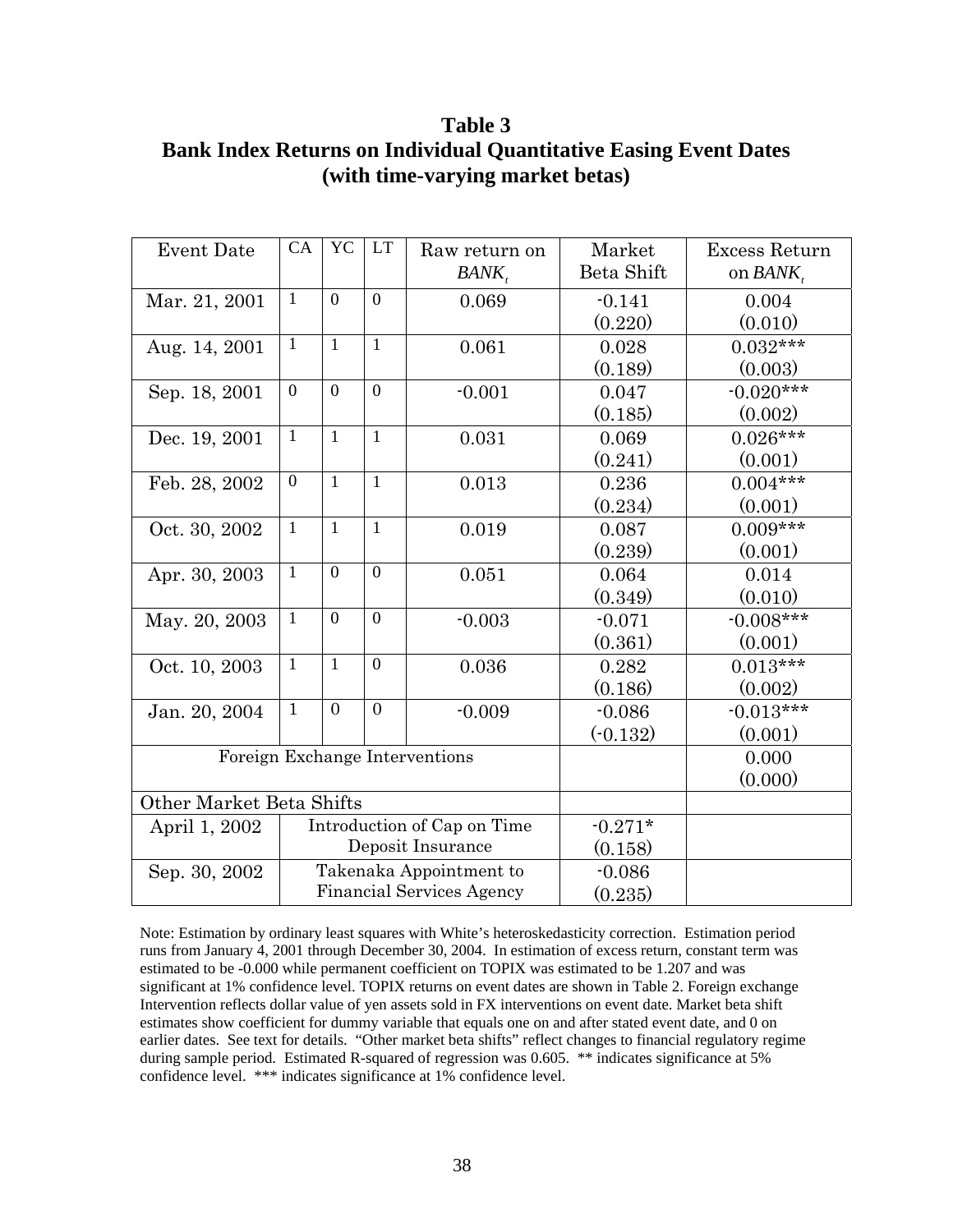# Table 3
## Bank Index Returns on Individual Quantitative Easing Event Dates (with time-varying market betas)

| Event Date | CA | YC | LT | Raw return on $BANK_t$ | Market Beta Shift | Excess Return on $BANK_t$ |
|---|---|---|---|---|---|---|
| Mar. 21, 2001 | 1 | 0 | 0 | 0.069 | -0.141 (0.220) | 0.004 (0.010) |
| Aug. 14, 2001 | 1 | 1 | 1 | 0.061 | 0.028 (0.189) | 0.032*** (0.003) |
| Sep. 18, 2001 | 0 | 0 | 0 | -0.001 | 0.047 (0.185) | -0.020*** (0.002) |
| Dec. 19, 2001 | 1 | 1 | 1 | 0.031 | 0.069 (0.241) | 0.026*** (0.001) |
| Feb. 28, 2002 | 0 | 1 | 1 | 0.013 | 0.236 (0.234) | 0.004*** (0.001) |
| Oct. 30, 2002 | 1 | 1 | 1 | 0.019 | 0.087 (0.239) | 0.009*** (0.001) |
| Apr. 30, 2003 | 1 | 0 | 0 | 0.051 | 0.064 (0.349) | 0.014 (0.010) |
| May. 20, 2003 | 1 | 0 | 0 | -0.003 | -0.071 (0.361) | -0.008*** (0.001) |
| Oct. 10, 2003 | 1 | 1 | 0 | 0.036 | 0.282 (0.186) | 0.013*** (0.002) |
| Jan. 20, 2004 | 1 | 0 | 0 | -0.009 | -0.086 (-0.132) | -0.013*** (0.001) |
| Foreign Exchange Interventions | | | | | | 0.000 (0.000) |
| Other Market Beta Shifts | | | | | | |
| April 1, 2002 | Introduction of Cap on Time Deposit Insurance | | | | -0.271* (0.158) | |
| Sep. 30, 2002 | Takenaka Appointment to Financial Services Agency | | | | -0.086 (0.235) | |

Note: Estimation by ordinary least squares with White's heteroskedasticity correction. Estimation period runs from January 4, 2001 through December 30, 2004. In estimation of excess return, constant term was estimated to be -0.000 while permanent coefficient on TOPIX was estimated to be 1.207 and was significant at 1% confidence level. TOPIX returns on event dates are shown in Table 2. Foreign exchange Intervention reflects dollar value of yen assets sold in FX interventions on event date. Market beta shift estimates show coefficient for dummy variable that equals one on and after stated event date, and 0 on earlier dates. See text for details. "Other market beta shifts" reflect changes to financial regulatory regime during sample period. Estimated R-squared of regression was 0.605. ** indicates significance at 5% confidence level. *** indicates significance at 1% confidence level.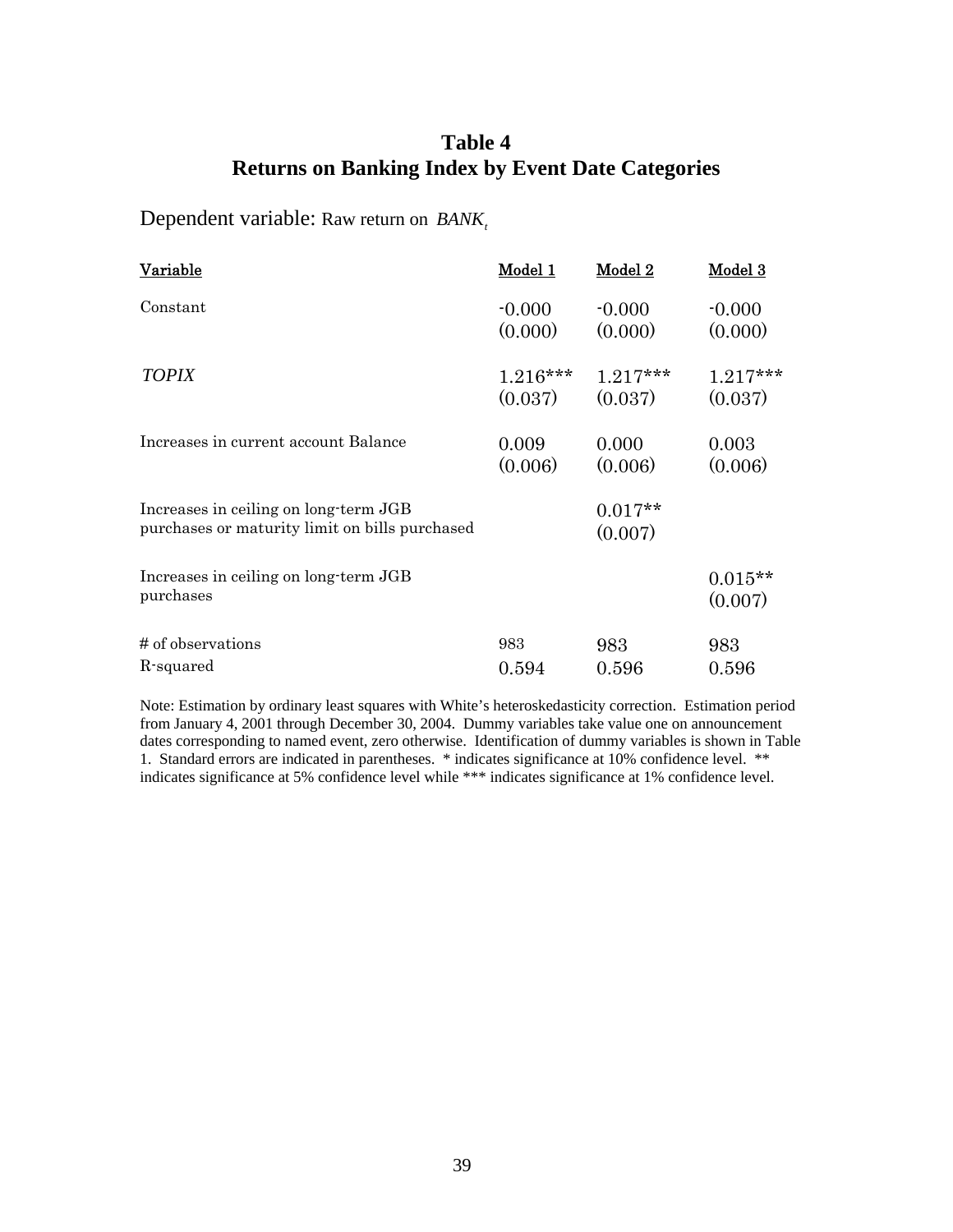# Table 4
# Returns on Banking Index by Event Date Categories

Dependent variable: Raw return on $BANK_t$

| Variable | Model 1 | Model 2 | Model 3 |
|---|---|---|---|
| Constant | -0.000 (0.000) | -0.000 (0.000) | -0.000 (0.000) |
| *TOPIX* | 1.216*** (0.037) | 1.217*** (0.037) | 1.217*** (0.037) |
| Increases in current account Balance | 0.009 (0.006) | 0.000 (0.006) | 0.003 (0.006) |
| Increases in ceiling on long-term JGB purchases or maturity limit on bills purchased | | 0.017** (0.007) | |
| Increases in ceiling on long-term JGB purchases | | | 0.015** (0.007) |
| # of observations | 983 | 983 | 983 |
| R-squared | 0.594 | 0.596 | 0.596 |

Note: Estimation by ordinary least squares with White's heteroskedasticity correction. Estimation period from January 4, 2001 through December 30, 2004. Dummy variables take value one on announcement dates corresponding to named event, zero otherwise. Identification of dummy variables is shown in Table 1. Standard errors are indicated in parentheses. * indicates significance at 10% confidence level. ** indicates significance at 5% confidence level while *** indicates significance at 1% confidence level.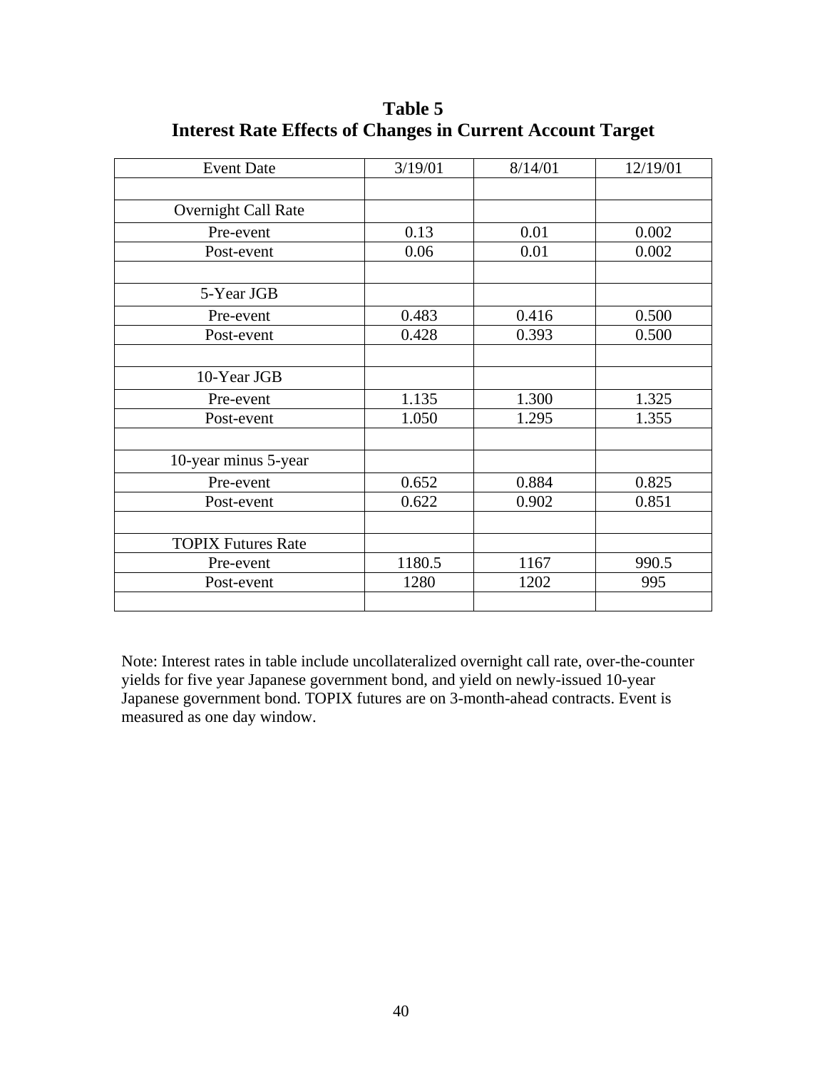**Table 5**
**Interest Rate Effects of Changes in Current Account Target**

| Event Date | 3/19/01 | 8/14/01 | 12/19/01 |
|---|---|---|---|
| | | | |
| Overnight Call Rate | | | |
| Pre-event | 0.13 | 0.01 | 0.002 |
| Post-event | 0.06 | 0.01 | 0.002 |
| | | | |
| 5-Year JGB | | | |
| Pre-event | 0.483 | 0.416 | 0.500 |
| Post-event | 0.428 | 0.393 | 0.500 |
| | | | |
| 10-Year JGB | | | |
| Pre-event | 1.135 | 1.300 | 1.325 |
| Post-event | 1.050 | 1.295 | 1.355 |
| | | | |
| 10-year minus 5-year | | | |
| Pre-event | 0.652 | 0.884 | 0.825 |
| Post-event | 0.622 | 0.902 | 0.851 |
| | | | |
| TOPIX Futures Rate | | | |
| Pre-event | 1180.5 | 1167 | 990.5 |
| Post-event | 1280 | 1202 | 995 |
| | | | |

Note: Interest rates in table include uncollateralized overnight call rate, over-the-counter yields for five year Japanese government bond, and yield on newly-issued 10-year Japanese government bond. TOPIX futures are on 3-month-ahead contracts. Event is measured as one day window.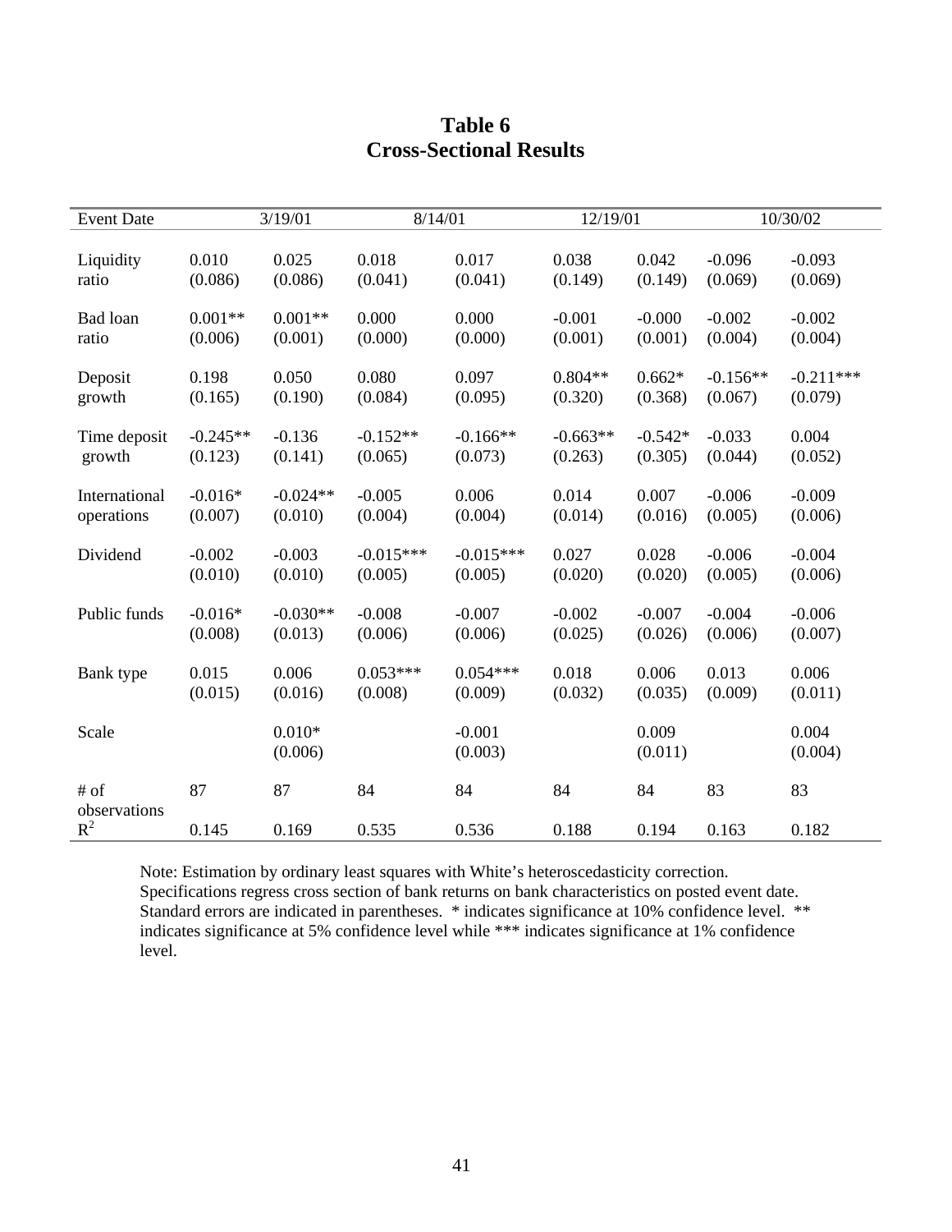# Table 6
# Cross-Sectional Results

| Event Date | 3/19/01 | | 8/14/01 | | 12/19/01 | | 10/30/02 | |
|---|---|---|---|---|---|---|---|---|
| Liquidity ratio | 0.010<br>(0.086) | 0.025<br>(0.086) | 0.018<br>(0.041) | 0.017<br>(0.041) | 0.038<br>(0.149) | 0.042<br>(0.149) | -0.096<br>(0.069) | -0.093<br>(0.069) |
| Bad loan ratio | 0.001**<br>(0.006) | 0.001**<br>(0.001) | 0.000<br>(0.000) | 0.000<br>(0.000) | -0.001<br>(0.001) | -0.000<br>(0.001) | -0.002<br>(0.004) | -0.002<br>(0.004) |
| Deposit growth | 0.198<br>(0.165) | 0.050<br>(0.190) | 0.080<br>(0.084) | 0.097<br>(0.095) | 0.804**<br>(0.320) | 0.662*<br>(0.368) | -0.156**<br>(0.067) | -0.211***<br>(0.079) |
| Time deposit growth | -0.245**<br>(0.123) | -0.136<br>(0.141) | -0.152**<br>(0.065) | -0.166**<br>(0.073) | -0.663**<br>(0.263) | -0.542*<br>(0.305) | -0.033<br>(0.044) | 0.004<br>(0.052) |
| International operations | -0.016*<br>(0.007) | -0.024**<br>(0.010) | -0.005<br>(0.004) | 0.006<br>(0.004) | 0.014<br>(0.014) | 0.007<br>(0.016) | -0.006<br>(0.005) | -0.009<br>(0.006) |
| Dividend | -0.002<br>(0.010) | -0.003<br>(0.010) | -0.015***<br>(0.005) | -0.015***<br>(0.005) | 0.027<br>(0.020) | 0.028<br>(0.020) | -0.006<br>(0.005) | -0.004<br>(0.006) |
| Public funds | -0.016*<br>(0.008) | -0.030**<br>(0.013) | -0.008<br>(0.006) | -0.007<br>(0.006) | -0.002<br>(0.025) | -0.007<br>(0.026) | -0.004<br>(0.006) | -0.006<br>(0.007) |
| Bank type | 0.015<br>(0.015) | 0.006<br>(0.016) | 0.053***<br>(0.008) | 0.054***<br>(0.009) | 0.018<br>(0.032) | 0.006<br>(0.035) | 0.013<br>(0.009) | 0.006<br>(0.011) |
| Scale | | 0.010*<br>(0.006) | | -0.001<br>(0.003) | | 0.009<br>(0.011) | | 0.004<br>(0.004) |
| # of observations | 87 | 87 | 84 | 84 | 84 | 84 | 83 | 83 |
| $R^2$ | 0.145 | 0.169 | 0.535 | 0.536 | 0.188 | 0.194 | 0.163 | 0.182 |

Note: Estimation by ordinary least squares with White's heteroscedasticity correction. Specifications regress cross section of bank returns on bank characteristics on posted event date. Standard errors are indicated in parentheses. * indicates significance at 10% confidence level. ** indicates significance at 5% confidence level while *** indicates significance at 1% confidence level.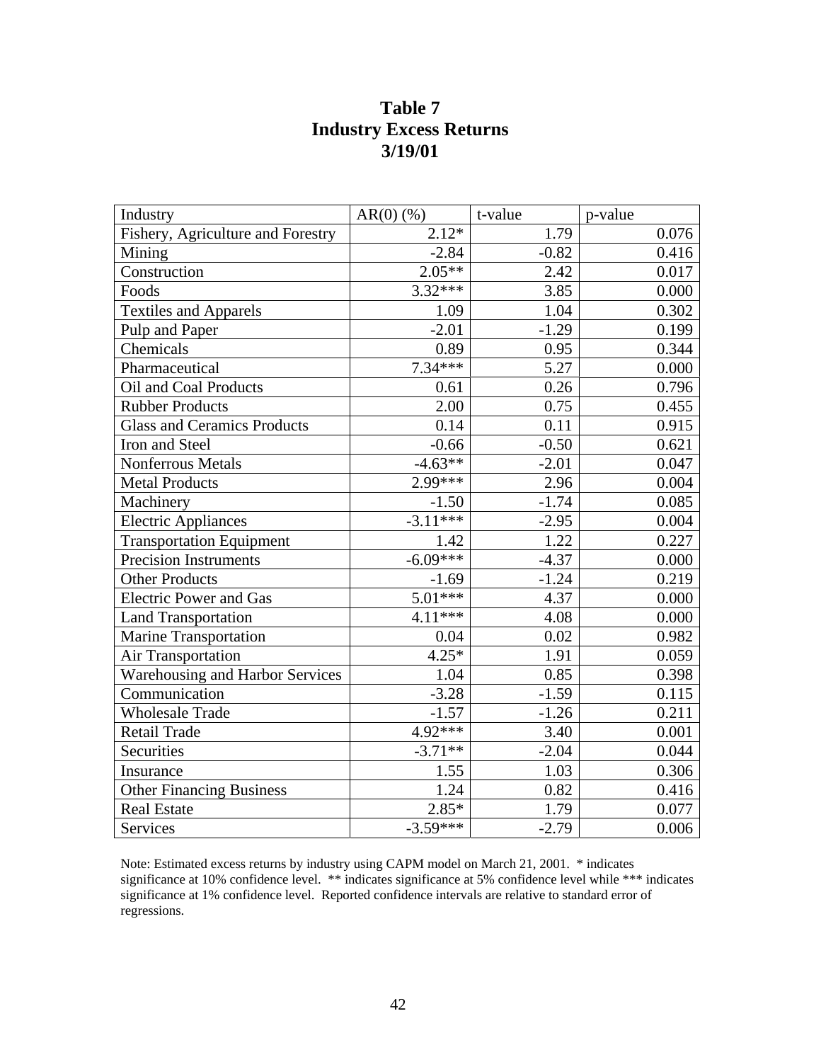# Table 7
# Industry Excess Returns
# 3/19/01

| Industry | AR(0) (%) | t-value | p-value |
|---|---|---|---|
| Fishery, Agriculture and Forestry | 2.12* | 1.79 | 0.076 |
| Mining | -2.84 | -0.82 | 0.416 |
| Construction | 2.05** | 2.42 | 0.017 |
| Foods | 3.32*** | 3.85 | 0.000 |
| Textiles and Apparels | 1.09 | 1.04 | 0.302 |
| Pulp and Paper | -2.01 | -1.29 | 0.199 |
| Chemicals | 0.89 | 0.95 | 0.344 |
| Pharmaceutical | 7.34*** | 5.27 | 0.000 |
| Oil and Coal Products | 0.61 | 0.26 | 0.796 |
| Rubber Products | 2.00 | 0.75 | 0.455 |
| Glass and Ceramics Products | 0.14 | 0.11 | 0.915 |
| Iron and Steel | -0.66 | -0.50 | 0.621 |
| Nonferrous Metals | -4.63** | -2.01 | 0.047 |
| Metal Products | 2.99*** | 2.96 | 0.004 |
| Machinery | -1.50 | -1.74 | 0.085 |
| Electric Appliances | -3.11*** | -2.95 | 0.004 |
| Transportation Equipment | 1.42 | 1.22 | 0.227 |
| Precision Instruments | -6.09*** | -4.37 | 0.000 |
| Other Products | -1.69 | -1.24 | 0.219 |
| Electric Power and Gas | 5.01*** | 4.37 | 0.000 |
| Land Transportation | 4.11*** | 4.08 | 0.000 |
| Marine Transportation | 0.04 | 0.02 | 0.982 |
| Air Transportation | 4.25* | 1.91 | 0.059 |
| Warehousing and Harbor Services | 1.04 | 0.85 | 0.398 |
| Communication | -3.28 | -1.59 | 0.115 |
| Wholesale Trade | -1.57 | -1.26 | 0.211 |
| Retail Trade | 4.92*** | 3.40 | 0.001 |
| Securities | -3.71** | -2.04 | 0.044 |
| Insurance | 1.55 | 1.03 | 0.306 |
| Other Financing Business | 1.24 | 0.82 | 0.416 |
| Real Estate | 2.85* | 1.79 | 0.077 |
| Services | -3.59*** | -2.79 | 0.006 |

Note: Estimated excess returns by industry using CAPM model on March 21, 2001. * indicates significance at 10% confidence level. ** indicates significance at 5% confidence level while *** indicates significance at 1% confidence level. Reported confidence intervals are relative to standard error of regressions.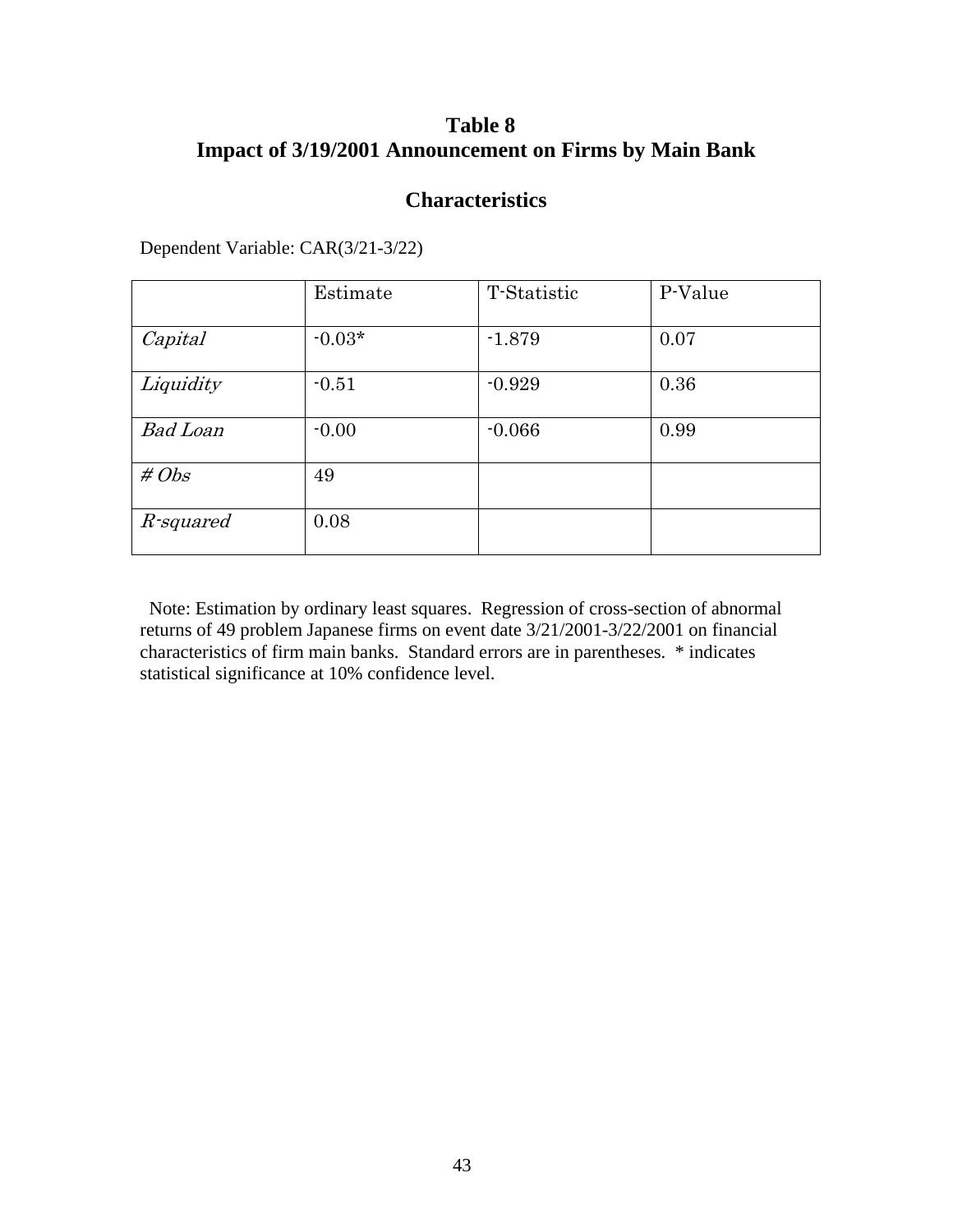# Table 8
# Impact of 3/19/2001 Announcement on Firms by Main Bank

## Characteristics

Dependent Variable: CAR(3/21-3/22)

| | Estimate | T-Statistic | P-Value |
|---|---|---|---|
| *Capital* | -0.03* | -1.879 | 0.07 |
| *Liquidity* | -0.51 | -0.929 | 0.36 |
| *Bad Loan* | -0.00 | -0.066 | 0.99 |
| *# Obs* | 49 | | |
| *R-squared* | 0.08 | | |

Note: Estimation by ordinary least squares. Regression of cross-section of abnormal returns of 49 problem Japanese firms on event date 3/21/2001-3/22/2001 on financial characteristics of firm main banks. Standard errors are in parentheses. * indicates statistical significance at 10% confidence level.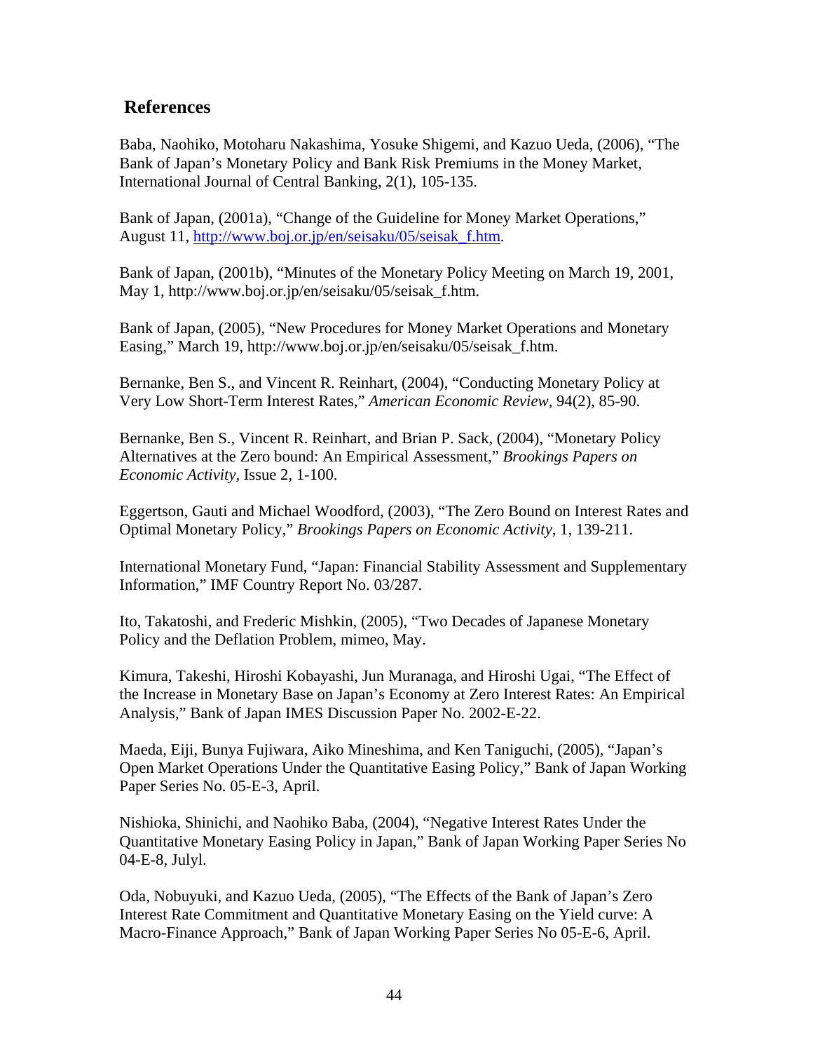## References

Baba, Naohiko, Motoharu Nakashima, Yosuke Shigemi, and Kazuo Ueda, (2006), "The Bank of Japan's Monetary Policy and Bank Risk Premiums in the Money Market, International Journal of Central Banking, 2(1), 105-135.

Bank of Japan, (2001a), "Change of the Guideline for Money Market Operations," August 11, http://www.boj.or.jp/en/seisaku/05/seisak_f.htm.

Bank of Japan, (2001b), "Minutes of the Monetary Policy Meeting on March 19, 2001, May 1, http://www.boj.or.jp/en/seisaku/05/seisak_f.htm.

Bank of Japan, (2005), "New Procedures for Money Market Operations and Monetary Easing," March 19, http://www.boj.or.jp/en/seisaku/05/seisak_f.htm.

Bernanke, Ben S., and Vincent R. Reinhart, (2004), "Conducting Monetary Policy at Very Low Short-Term Interest Rates," *American Economic Review*, 94(2), 85-90.

Bernanke, Ben S., Vincent R. Reinhart, and Brian P. Sack, (2004), "Monetary Policy Alternatives at the Zero bound: An Empirical Assessment," *Brookings Papers on Economic Activity*, Issue 2, 1-100.

Eggertson, Gauti and Michael Woodford, (2003), "The Zero Bound on Interest Rates and Optimal Monetary Policy," *Brookings Papers on Economic Activity*, 1, 139-211.

International Monetary Fund, "Japan: Financial Stability Assessment and Supplementary Information," IMF Country Report No. 03/287.

Ito, Takatoshi, and Frederic Mishkin, (2005), "Two Decades of Japanese Monetary Policy and the Deflation Problem, mimeo, May.

Kimura, Takeshi, Hiroshi Kobayashi, Jun Muranaga, and Hiroshi Ugai, "The Effect of the Increase in Monetary Base on Japan's Economy at Zero Interest Rates: An Empirical Analysis," Bank of Japan IMES Discussion Paper No. 2002-E-22.

Maeda, Eiji, Bunya Fujiwara, Aiko Mineshima, and Ken Taniguchi, (2005), "Japan's Open Market Operations Under the Quantitative Easing Policy," Bank of Japan Working Paper Series No. 05-E-3, April.

Nishioka, Shinichi, and Naohiko Baba, (2004), "Negative Interest Rates Under the Quantitative Monetary Easing Policy in Japan," Bank of Japan Working Paper Series No 04-E-8, Julyl.

Oda, Nobuyuki, and Kazuo Ueda, (2005), "The Effects of the Bank of Japan's Zero Interest Rate Commitment and Quantitative Monetary Easing on the Yield curve: A Macro-Finance Approach," Bank of Japan Working Paper Series No 05-E-6, April.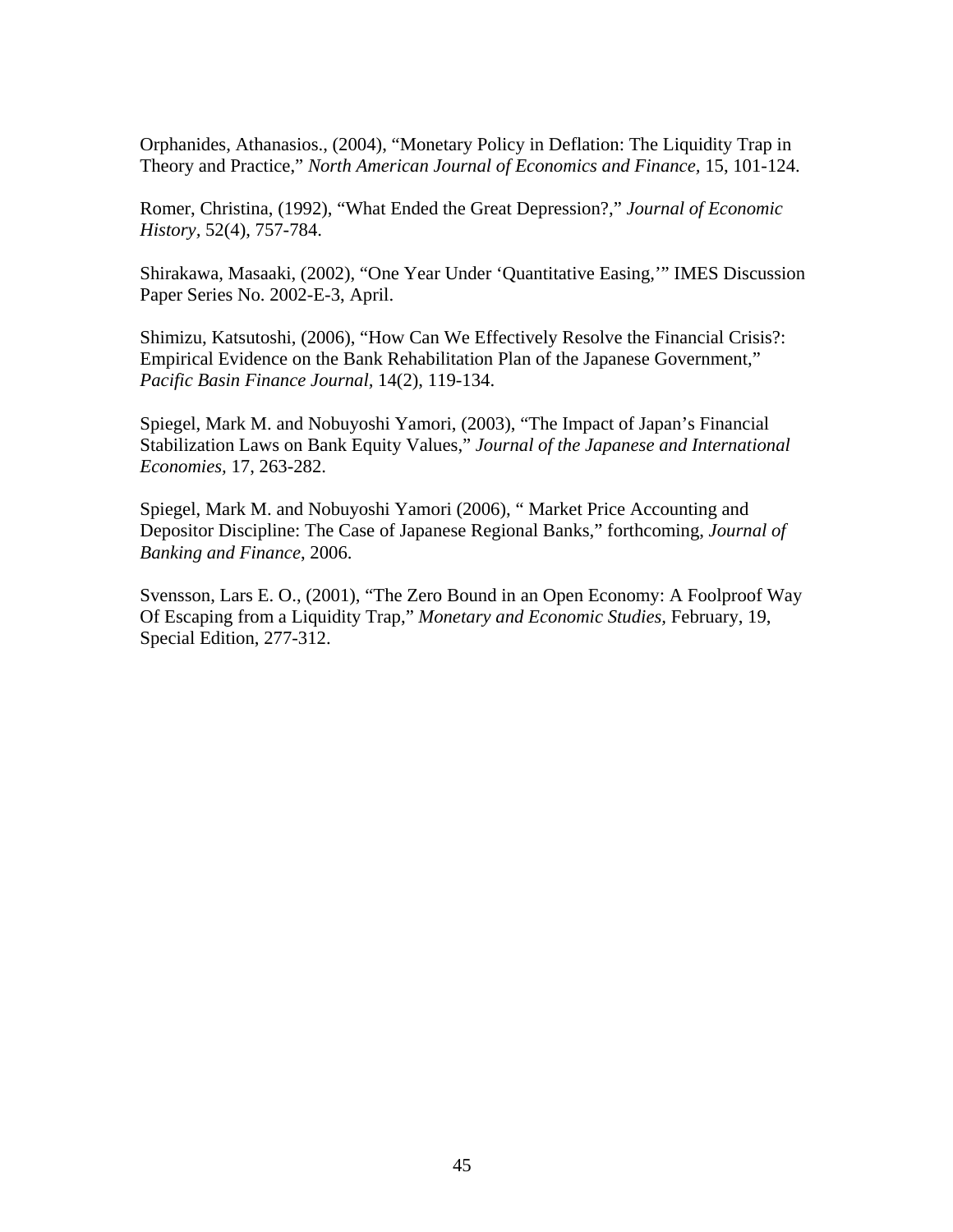Orphanides, Athanasios., (2004), “Monetary Policy in Deflation: The Liquidity Trap in Theory and Practice,” *North American Journal of Economics and Finance*, 15, 101-124.

Romer, Christina, (1992), “What Ended the Great Depression?,” *Journal of Economic History*, 52(4), 757-784.

Shirakawa, Masaaki, (2002), “One Year Under ‘Quantitative Easing,’” IMES Discussion Paper Series No. 2002-E-3, April.

Shimizu, Katsutoshi, (2006), “How Can We Effectively Resolve the Financial Crisis?: Empirical Evidence on the Bank Rehabilitation Plan of the Japanese Government,” *Pacific Basin Finance Journal*, 14(2), 119-134.

Spiegel, Mark M. and Nobuyoshi Yamori, (2003), “The Impact of Japan’s Financial Stabilization Laws on Bank Equity Values,” *Journal of the Japanese and International Economies*, 17, 263-282.

Spiegel, Mark M. and Nobuyoshi Yamori (2006), “ Market Price Accounting and Depositor Discipline: The Case of Japanese Regional Banks,” forthcoming, *Journal of Banking and Finance*, 2006.

Svensson, Lars E. O., (2001), “The Zero Bound in an Open Economy: A Foolproof Way Of Escaping from a Liquidity Trap,” *Monetary and Economic Studies*, February, 19, Special Edition, 277-312.